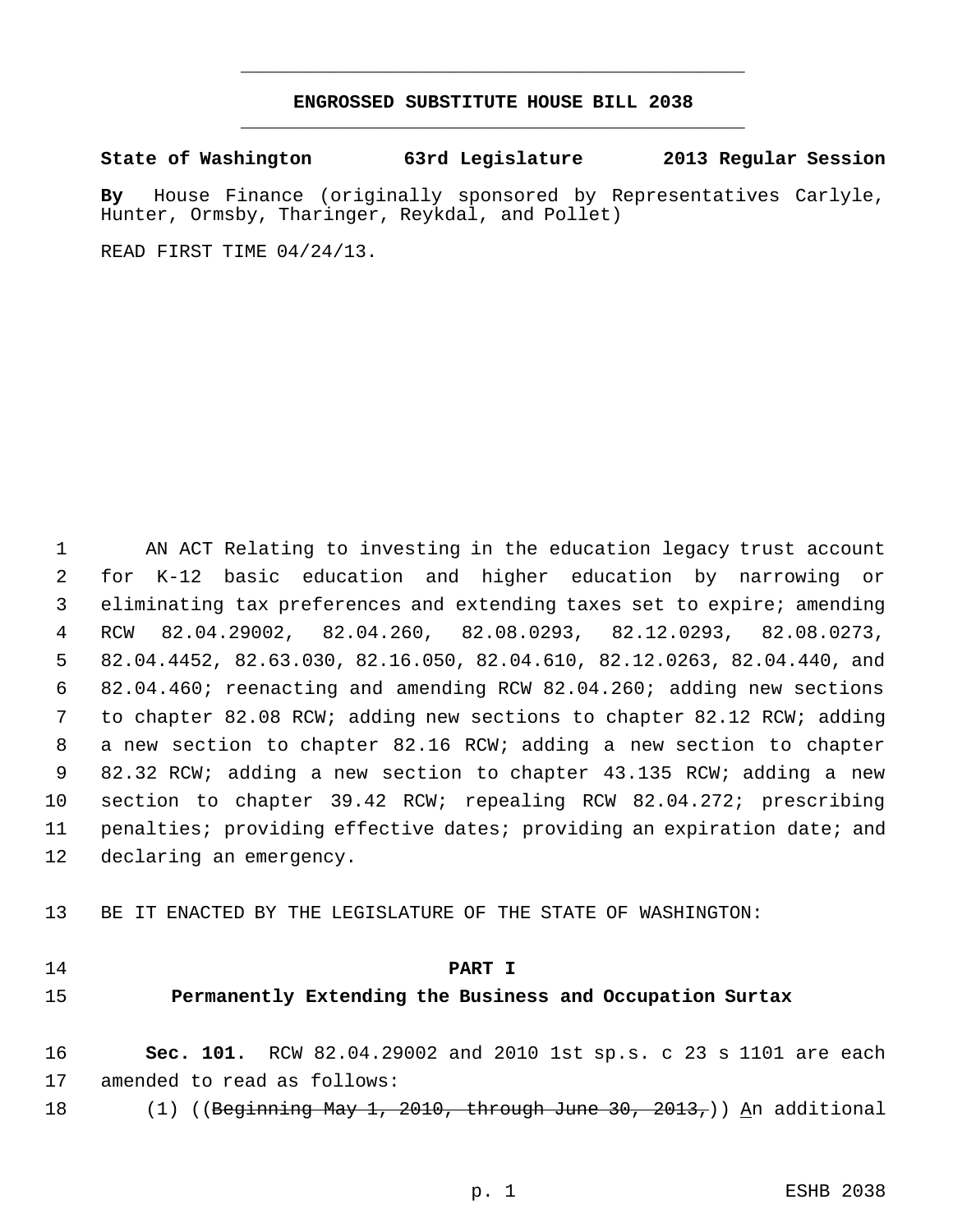# ENGROSSED SUBSTITUTE HOUSE BILL 2038

**State of Washington 63rd Legislature 2013 Regular Session**

**By** House Finance (originally sponsored by Representatives Carlyle, Hunter, Ormsby, Tharinger, Reykdal, and Pollet)

READ FIRST TIME 04/24/13.

AN ACT Relating to investing in the education legacy trust account for K-12 basic education and higher education by narrowing or eliminating tax preferences and extending taxes set to expire; amending RCW 82.04.29002, 82.04.260, 82.08.0293, 82.12.0293, 82.08.0273, 82.04.4452, 82.63.030, 82.16.050, 82.04.610, 82.12.0263, 82.04.440, and 82.04.460; reenacting and amending RCW 82.04.260; adding new sections to chapter 82.08 RCW; adding new sections to chapter 82.12 RCW; adding a new section to chapter 82.16 RCW; adding a new section to chapter 82.32 RCW; adding a new section to chapter 43.135 RCW; adding a new section to chapter 39.42 RCW; repealing RCW 82.04.272; prescribing penalties; providing effective dates; providing an expiration date; and declaring an emergency.

BE IT ENACTED BY THE LEGISLATURE OF THE STATE OF WASHINGTON:

## PART I
## Permanently Extending the Business and Occupation Surtax

**Sec. 101.** RCW 82.04.29002 and 2010 1st sp.s. c 23 s 1101 are each amended to read as follows:

(1) ((~~Beginning May 1, 2010, through June 30, 2013,~~)) An additional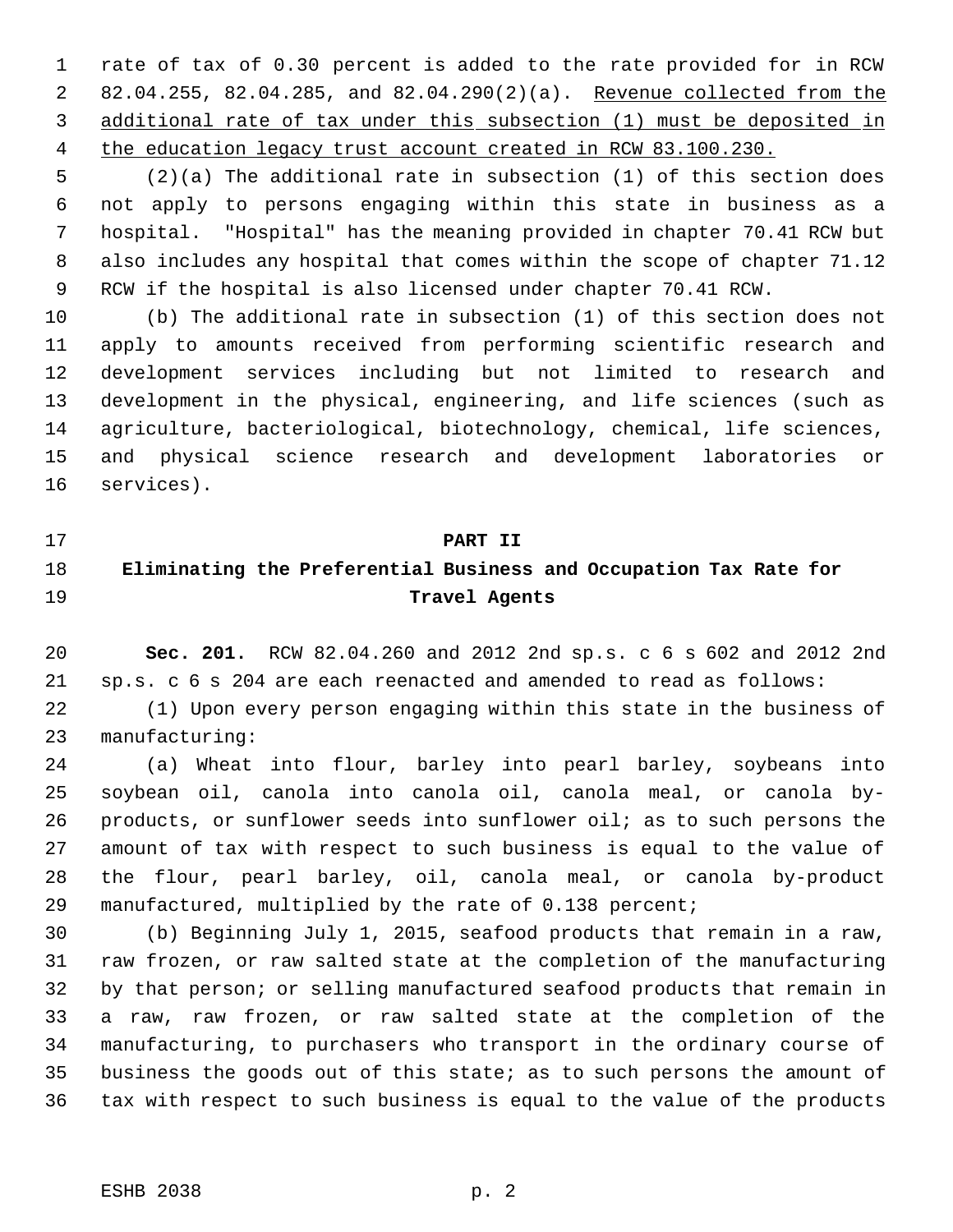rate of tax of 0.30 percent is added to the rate provided for in RCW 82.04.255, 82.04.285, and 82.04.290(2)(a). <u>Revenue collected from the additional rate of tax under this subsection (1) must be deposited in the education legacy trust account created in RCW 83.100.230.</u>

(2)(a) The additional rate in subsection (1) of this section does not apply to persons engaging within this state in business as a hospital. "Hospital" has the meaning provided in chapter 70.41 RCW but also includes any hospital that comes within the scope of chapter 71.12 RCW if the hospital is also licensed under chapter 70.41 RCW.

(b) The additional rate in subsection (1) of this section does not apply to amounts received from performing scientific research and development services including but not limited to research and development in the physical, engineering, and life sciences (such as agriculture, bacteriological, biotechnology, chemical, life sciences, and physical science research and development laboratories or services).

## PART II
## Eliminating the Preferential Business and Occupation Tax Rate for Travel Agents

**Sec. 201.** RCW 82.04.260 and 2012 2nd sp.s. c 6 s 602 and 2012 2nd sp.s. c 6 s 204 are each reenacted and amended to read as follows:

(1) Upon every person engaging within this state in the business of manufacturing:

(a) Wheat into flour, barley into pearl barley, soybeans into soybean oil, canola into canola oil, canola meal, or canola by-products, or sunflower seeds into sunflower oil; as to such persons the amount of tax with respect to such business is equal to the value of the flour, pearl barley, oil, canola meal, or canola by-product manufactured, multiplied by the rate of 0.138 percent;

(b) Beginning July 1, 2015, seafood products that remain in a raw, raw frozen, or raw salted state at the completion of the manufacturing by that person; or selling manufactured seafood products that remain in a raw, raw frozen, or raw salted state at the completion of the manufacturing, to purchasers who transport in the ordinary course of business the goods out of this state; as to such persons the amount of tax with respect to such business is equal to the value of the products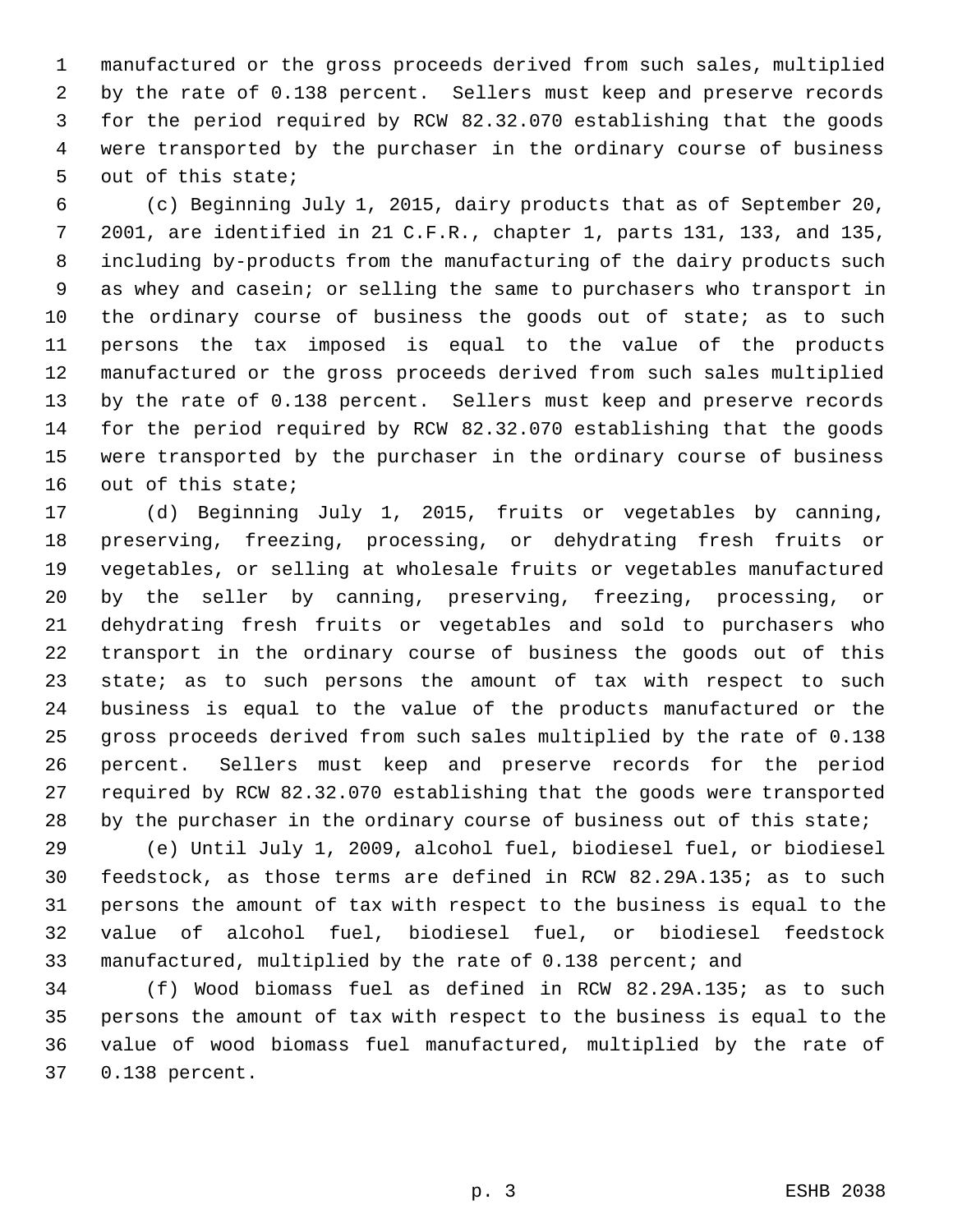manufactured or the gross proceeds derived from such sales, multiplied by the rate of 0.138 percent. Sellers must keep and preserve records for the period required by RCW 82.32.070 establishing that the goods were transported by the purchaser in the ordinary course of business out of this state;

(c) Beginning July 1, 2015, dairy products that as of September 20, 2001, are identified in 21 C.F.R., chapter 1, parts 131, 133, and 135, including by-products from the manufacturing of the dairy products such as whey and casein; or selling the same to purchasers who transport in the ordinary course of business the goods out of state; as to such persons the tax imposed is equal to the value of the products manufactured or the gross proceeds derived from such sales multiplied by the rate of 0.138 percent. Sellers must keep and preserve records for the period required by RCW 82.32.070 establishing that the goods were transported by the purchaser in the ordinary course of business out of this state;

(d) Beginning July 1, 2015, fruits or vegetables by canning, preserving, freezing, processing, or dehydrating fresh fruits or vegetables, or selling at wholesale fruits or vegetables manufactured by the seller by canning, preserving, freezing, processing, or dehydrating fresh fruits or vegetables and sold to purchasers who transport in the ordinary course of business the goods out of this state; as to such persons the amount of tax with respect to such business is equal to the value of the products manufactured or the gross proceeds derived from such sales multiplied by the rate of 0.138 percent. Sellers must keep and preserve records for the period required by RCW 82.32.070 establishing that the goods were transported by the purchaser in the ordinary course of business out of this state;

(e) Until July 1, 2009, alcohol fuel, biodiesel fuel, or biodiesel feedstock, as those terms are defined in RCW 82.29A.135; as to such persons the amount of tax with respect to the business is equal to the value of alcohol fuel, biodiesel fuel, or biodiesel feedstock manufactured, multiplied by the rate of 0.138 percent; and

(f) Wood biomass fuel as defined in RCW 82.29A.135; as to such persons the amount of tax with respect to the business is equal to the value of wood biomass fuel manufactured, multiplied by the rate of 0.138 percent.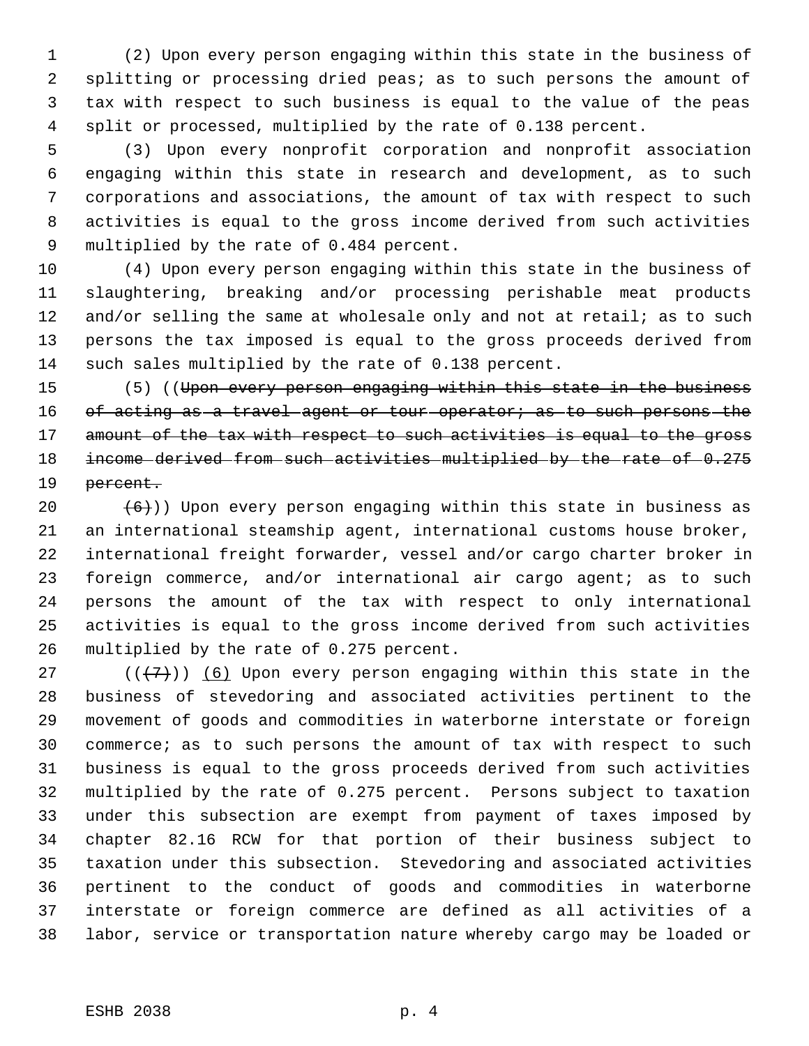(2) Upon every person engaging within this state in the business of splitting or processing dried peas; as to such persons the amount of tax with respect to such business is equal to the value of the peas split or processed, multiplied by the rate of 0.138 percent.

(3) Upon every nonprofit corporation and nonprofit association engaging within this state in research and development, as to such corporations and associations, the amount of tax with respect to such activities is equal to the gross income derived from such activities multiplied by the rate of 0.484 percent.

(4) Upon every person engaging within this state in the business of slaughtering, breaking and/or processing perishable meat products and/or selling the same at wholesale only and not at retail; as to such persons the tax imposed is equal to the gross proceeds derived from such sales multiplied by the rate of 0.138 percent.

(5) ((~~Upon every person engaging within this state in the business of acting as a travel agent or tour operator; as to such persons the amount of the tax with respect to such activities is equal to the gross income derived from such activities multiplied by the rate of 0.275 percent.~~

~~(6)~~)) Upon every person engaging within this state in business as an international steamship agent, international customs house broker, international freight forwarder, vessel and/or cargo charter broker in foreign commerce, and/or international air cargo agent; as to such persons the amount of the tax with respect to only international activities is equal to the gross income derived from such activities multiplied by the rate of 0.275 percent.

((~~(7)~~)) <u>(6)</u> Upon every person engaging within this state in the business of stevedoring and associated activities pertinent to the movement of goods and commodities in waterborne interstate or foreign commerce; as to such persons the amount of tax with respect to such business is equal to the gross proceeds derived from such activities multiplied by the rate of 0.275 percent. Persons subject to taxation under this subsection are exempt from payment of taxes imposed by chapter 82.16 RCW for that portion of their business subject to taxation under this subsection. Stevedoring and associated activities pertinent to the conduct of goods and commodities in waterborne interstate or foreign commerce are defined as all activities of a labor, service or transportation nature whereby cargo may be loaded or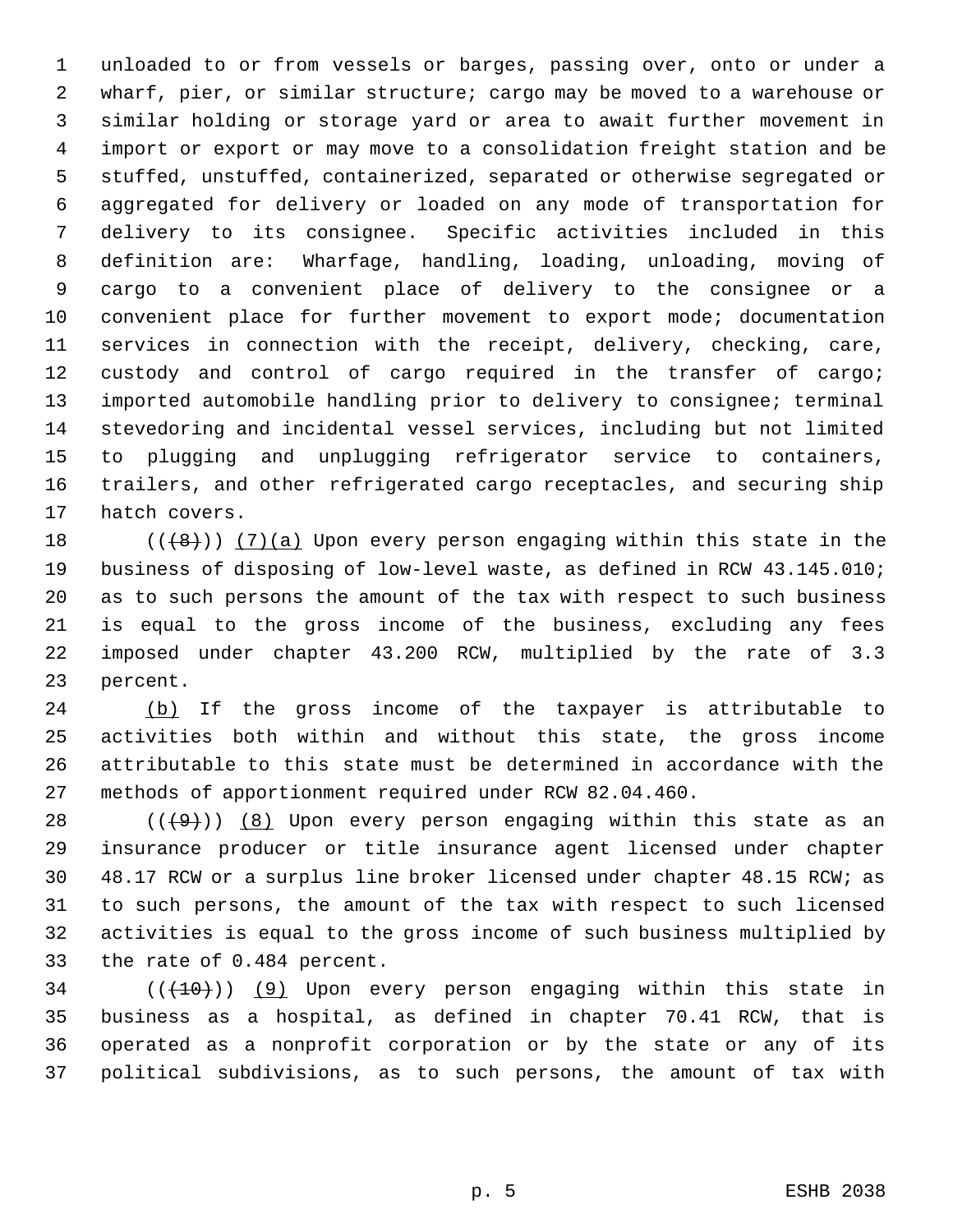unloaded to or from vessels or barges, passing over, onto or under a wharf, pier, or similar structure; cargo may be moved to a warehouse or similar holding or storage yard or area to await further movement in import or export or may move to a consolidation freight station and be stuffed, unstuffed, containerized, separated or otherwise segregated or aggregated for delivery or loaded on any mode of transportation for delivery to its consignee. Specific activities included in this definition are: Wharfage, handling, loading, unloading, moving of cargo to a convenient place of delivery to the consignee or a convenient place for further movement to export mode; documentation services in connection with the receipt, delivery, checking, care, custody and control of cargo required in the transfer of cargo; imported automobile handling prior to delivery to consignee; terminal stevedoring and incidental vessel services, including but not limited to plugging and unplugging refrigerator service to containers, trailers, and other refrigerated cargo receptacles, and securing ship hatch covers.

((~~(8)~~)) (7)(a) Upon every person engaging within this state in the business of disposing of low-level waste, as defined in RCW 43.145.010; as to such persons the amount of the tax with respect to such business is equal to the gross income of the business, excluding any fees imposed under chapter 43.200 RCW, multiplied by the rate of 3.3 percent.

(b) If the gross income of the taxpayer is attributable to activities both within and without this state, the gross income attributable to this state must be determined in accordance with the methods of apportionment required under RCW 82.04.460.

((~~(9)~~)) (8) Upon every person engaging within this state as an insurance producer or title insurance agent licensed under chapter 48.17 RCW or a surplus line broker licensed under chapter 48.15 RCW; as to such persons, the amount of the tax with respect to such licensed activities is equal to the gross income of such business multiplied by the rate of 0.484 percent.

((~~(10)~~)) (9) Upon every person engaging within this state in business as a hospital, as defined in chapter 70.41 RCW, that is operated as a nonprofit corporation or by the state or any of its political subdivisions, as to such persons, the amount of tax with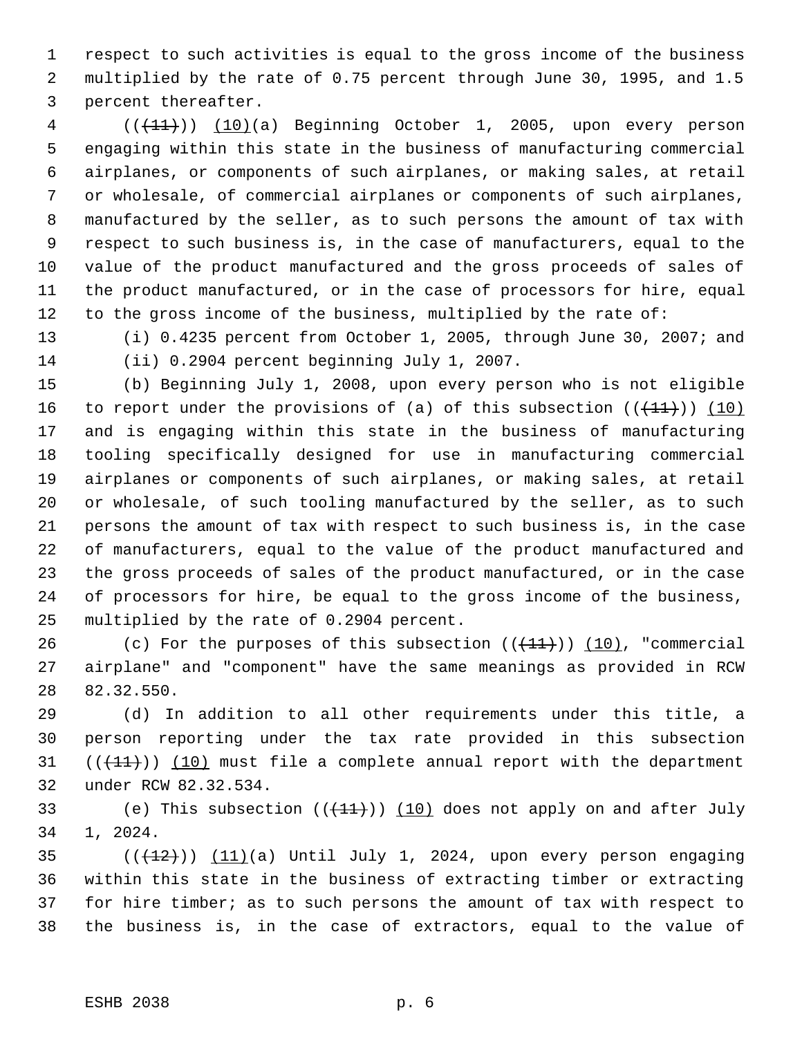respect to such activities is equal to the gross income of the business multiplied by the rate of 0.75 percent through June 30, 1995, and 1.5 percent thereafter.

((~~(11)~~)) <u>(10)</u>(a) Beginning October 1, 2005, upon every person engaging within this state in the business of manufacturing commercial airplanes, or components of such airplanes, or making sales, at retail or wholesale, of commercial airplanes or components of such airplanes, manufactured by the seller, as to such persons the amount of tax with respect to such business is, in the case of manufacturers, equal to the value of the product manufactured and the gross proceeds of sales of the product manufactured, or in the case of processors for hire, equal to the gross income of the business, multiplied by the rate of:

(i) 0.4235 percent from October 1, 2005, through June 30, 2007; and

(ii) 0.2904 percent beginning July 1, 2007.

(b) Beginning July 1, 2008, upon every person who is not eligible to report under the provisions of (a) of this subsection ((~~(11)~~)) <u>(10)</u> and is engaging within this state in the business of manufacturing tooling specifically designed for use in manufacturing commercial airplanes or components of such airplanes, or making sales, at retail or wholesale, of such tooling manufactured by the seller, as to such persons the amount of tax with respect to such business is, in the case of manufacturers, equal to the value of the product manufactured and the gross proceeds of sales of the product manufactured, or in the case of processors for hire, be equal to the gross income of the business, multiplied by the rate of 0.2904 percent.

(c) For the purposes of this subsection ((~~(11)~~)) <u>(10)</u>, "commercial airplane" and "component" have the same meanings as provided in RCW 82.32.550.

(d) In addition to all other requirements under this title, a person reporting under the tax rate provided in this subsection ((~~(11)~~)) <u>(10)</u> must file a complete annual report with the department under RCW 82.32.534.

(e) This subsection ((~~(11)~~)) <u>(10)</u> does not apply on and after July 1, 2024.

((~~(12)~~)) <u>(11)</u>(a) Until July 1, 2024, upon every person engaging within this state in the business of extracting timber or extracting for hire timber; as to such persons the amount of tax with respect to the business is, in the case of extractors, equal to the value of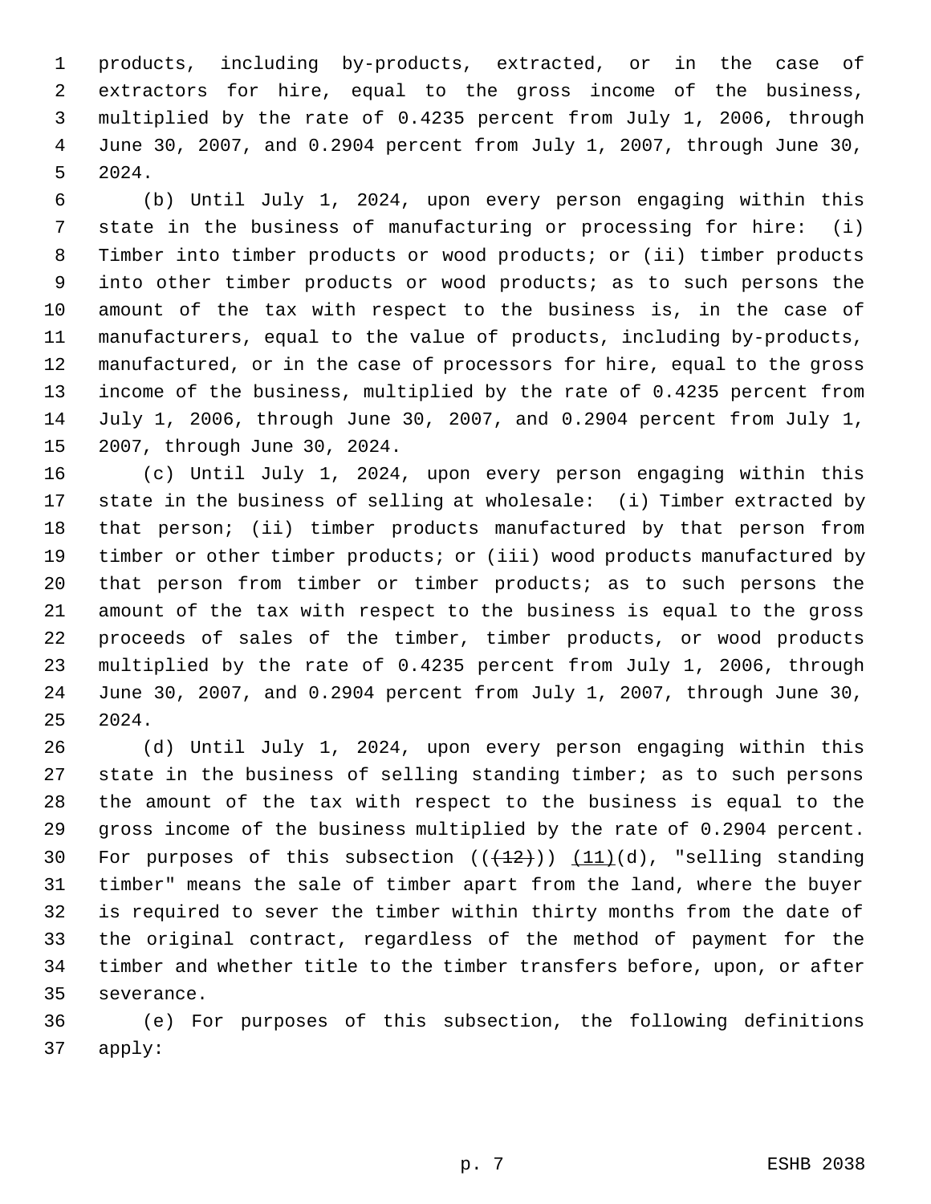products, including by-products, extracted, or in the case of extractors for hire, equal to the gross income of the business, multiplied by the rate of 0.4235 percent from July 1, 2006, through June 30, 2007, and 0.2904 percent from July 1, 2007, through June 30, 2024.

(b) Until July 1, 2024, upon every person engaging within this state in the business of manufacturing or processing for hire: (i) Timber into timber products or wood products; or (ii) timber products into other timber products or wood products; as to such persons the amount of the tax with respect to the business is, in the case of manufacturers, equal to the value of products, including by-products, manufactured, or in the case of processors for hire, equal to the gross income of the business, multiplied by the rate of 0.4235 percent from July 1, 2006, through June 30, 2007, and 0.2904 percent from July 1, 2007, through June 30, 2024.

(c) Until July 1, 2024, upon every person engaging within this state in the business of selling at wholesale: (i) Timber extracted by that person; (ii) timber products manufactured by that person from timber or other timber products; or (iii) wood products manufactured by that person from timber or timber products; as to such persons the amount of the tax with respect to the business is equal to the gross proceeds of sales of the timber, timber products, or wood products multiplied by the rate of 0.4235 percent from July 1, 2006, through June 30, 2007, and 0.2904 percent from July 1, 2007, through June 30, 2024.

(d) Until July 1, 2024, upon every person engaging within this state in the business of selling standing timber; as to such persons the amount of the tax with respect to the business is equal to the gross income of the business multiplied by the rate of 0.2904 percent. For purposes of this subsection ((~~(12)~~)) <u>(11)</u>(d), "selling standing timber" means the sale of timber apart from the land, where the buyer is required to sever the timber within thirty months from the date of the original contract, regardless of the method of payment for the timber and whether title to the timber transfers before, upon, or after severance.

(e) For purposes of this subsection, the following definitions apply: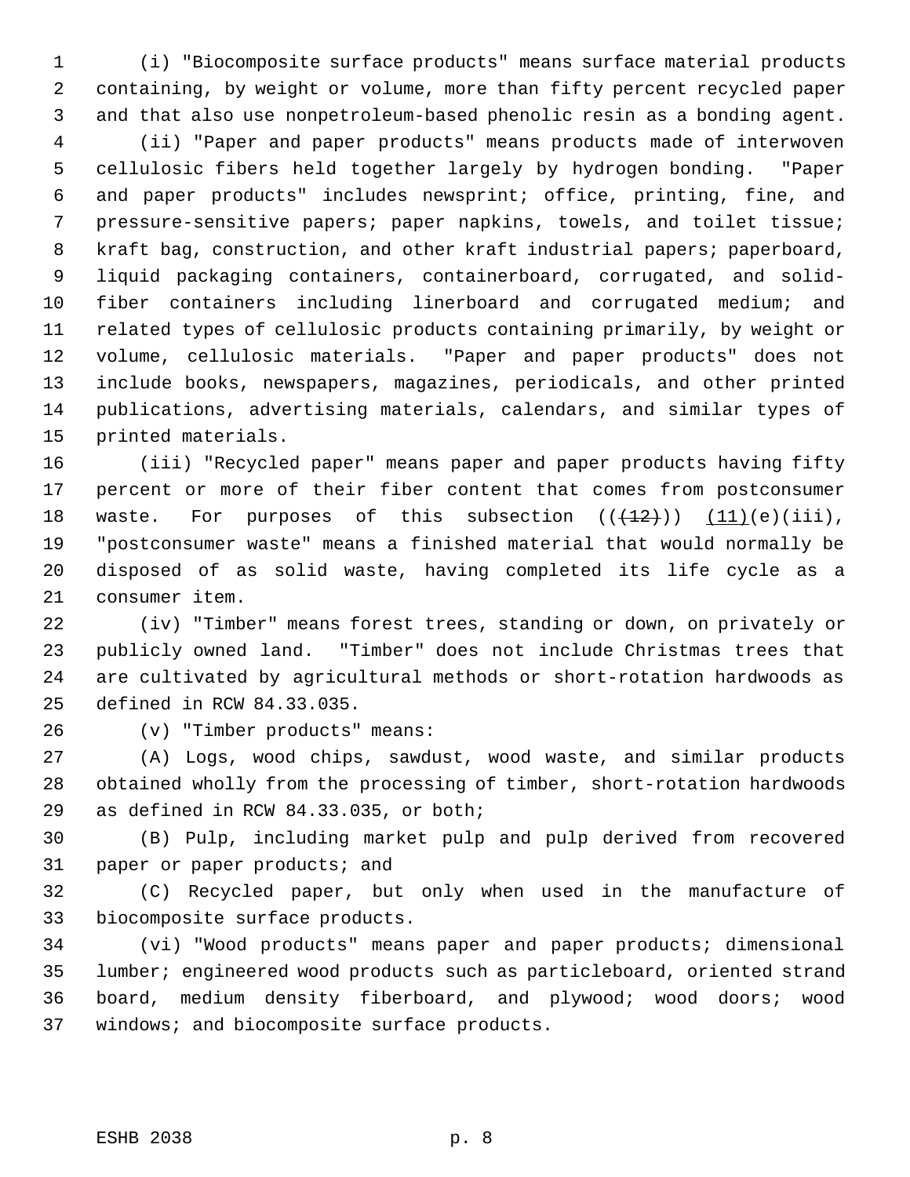(i) "Biocomposite surface products" means surface material products containing, by weight or volume, more than fifty percent recycled paper and that also use nonpetroleum-based phenolic resin as a bonding agent.

(ii) "Paper and paper products" means products made of interwoven cellulosic fibers held together largely by hydrogen bonding. "Paper and paper products" includes newsprint; office, printing, fine, and pressure-sensitive papers; paper napkins, towels, and toilet tissue; kraft bag, construction, and other kraft industrial papers; paperboard, liquid packaging containers, containerboard, corrugated, and solid-fiber containers including linerboard and corrugated medium; and related types of cellulosic products containing primarily, by weight or volume, cellulosic materials. "Paper and paper products" does not include books, newspapers, magazines, periodicals, and other printed publications, advertising materials, calendars, and similar types of printed materials.

(iii) "Recycled paper" means paper and paper products having fifty percent or more of their fiber content that comes from postconsumer waste. For purposes of this subsection ((~~(12)~~)) (11)(e)(iii), "postconsumer waste" means a finished material that would normally be disposed of as solid waste, having completed its life cycle as a consumer item.

(iv) "Timber" means forest trees, standing or down, on privately or publicly owned land. "Timber" does not include Christmas trees that are cultivated by agricultural methods or short-rotation hardwoods as defined in RCW 84.33.035.

(v) "Timber products" means:

(A) Logs, wood chips, sawdust, wood waste, and similar products obtained wholly from the processing of timber, short-rotation hardwoods as defined in RCW 84.33.035, or both;

(B) Pulp, including market pulp and pulp derived from recovered paper or paper products; and

(C) Recycled paper, but only when used in the manufacture of biocomposite surface products.

(vi) "Wood products" means paper and paper products; dimensional lumber; engineered wood products such as particleboard, oriented strand board, medium density fiberboard, and plywood; wood doors; wood windows; and biocomposite surface products.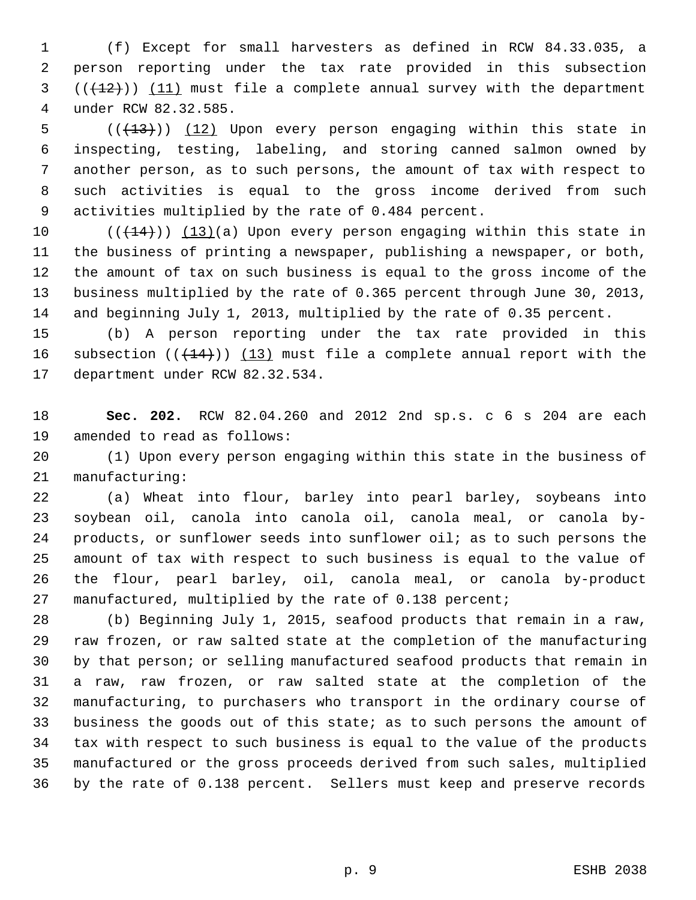(f) Except for small harvesters as defined in RCW 84.33.035, a person reporting under the tax rate provided in this subsection (((12))) (11) must file a complete annual survey with the department under RCW 82.32.585.

(((13))) (12) Upon every person engaging within this state in inspecting, testing, labeling, and storing canned salmon owned by another person, as to such persons, the amount of tax with respect to such activities is equal to the gross income derived from such activities multiplied by the rate of 0.484 percent.

(((14))) (13)(a) Upon every person engaging within this state in the business of printing a newspaper, publishing a newspaper, or both, the amount of tax on such business is equal to the gross income of the business multiplied by the rate of 0.365 percent through June 30, 2013, and beginning July 1, 2013, multiplied by the rate of 0.35 percent.

(b) A person reporting under the tax rate provided in this subsection (((14))) (13) must file a complete annual report with the department under RCW 82.32.534.

**Sec. 202.** RCW 82.04.260 and 2012 2nd sp.s. c 6 s 204 are each amended to read as follows:

(1) Upon every person engaging within this state in the business of manufacturing:

(a) Wheat into flour, barley into pearl barley, soybeans into soybean oil, canola into canola oil, canola meal, or canola by-products, or sunflower seeds into sunflower oil; as to such persons the amount of tax with respect to such business is equal to the value of the flour, pearl barley, oil, canola meal, or canola by-product manufactured, multiplied by the rate of 0.138 percent;

(b) Beginning July 1, 2015, seafood products that remain in a raw, raw frozen, or raw salted state at the completion of the manufacturing by that person; or selling manufactured seafood products that remain in a raw, raw frozen, or raw salted state at the completion of the manufacturing, to purchasers who transport in the ordinary course of business the goods out of this state; as to such persons the amount of tax with respect to such business is equal to the value of the products manufactured or the gross proceeds derived from such sales, multiplied by the rate of 0.138 percent. Sellers must keep and preserve records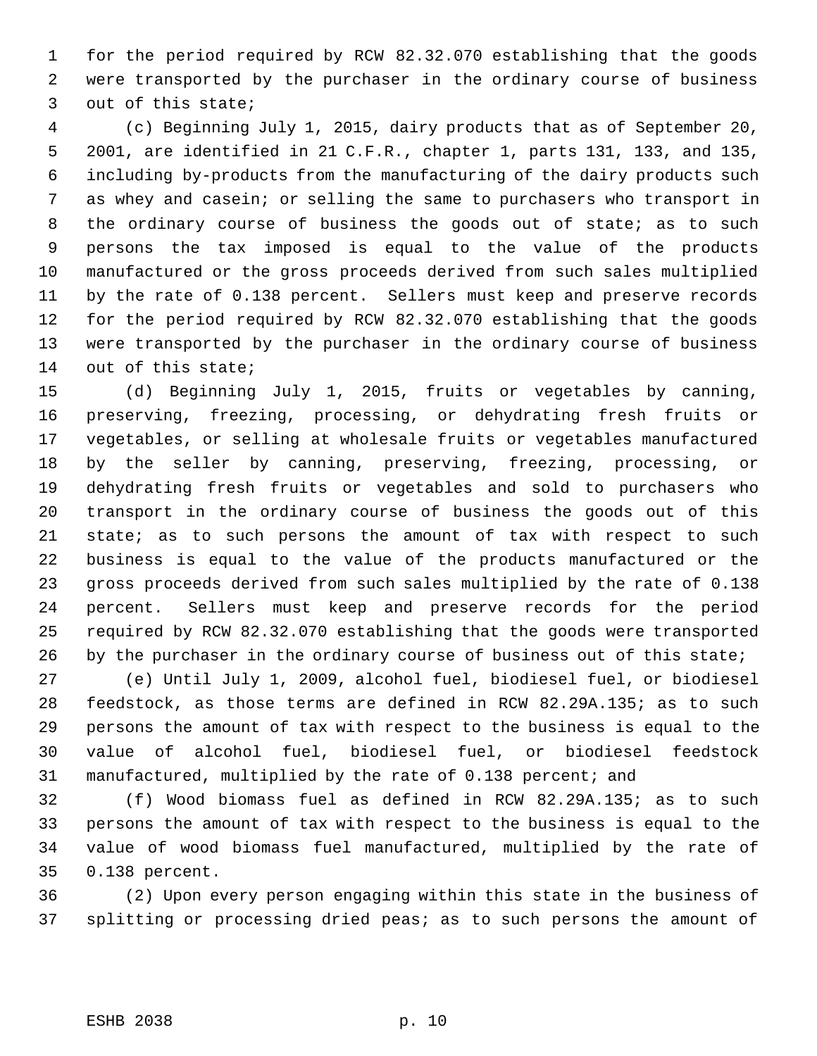for the period required by RCW 82.32.070 establishing that the goods were transported by the purchaser in the ordinary course of business out of this state;

(c) Beginning July 1, 2015, dairy products that as of September 20, 2001, are identified in 21 C.F.R., chapter 1, parts 131, 133, and 135, including by-products from the manufacturing of the dairy products such as whey and casein; or selling the same to purchasers who transport in the ordinary course of business the goods out of state; as to such persons the tax imposed is equal to the value of the products manufactured or the gross proceeds derived from such sales multiplied by the rate of 0.138 percent. Sellers must keep and preserve records for the period required by RCW 82.32.070 establishing that the goods were transported by the purchaser in the ordinary course of business out of this state;

(d) Beginning July 1, 2015, fruits or vegetables by canning, preserving, freezing, processing, or dehydrating fresh fruits or vegetables, or selling at wholesale fruits or vegetables manufactured by the seller by canning, preserving, freezing, processing, or dehydrating fresh fruits or vegetables and sold to purchasers who transport in the ordinary course of business the goods out of this state; as to such persons the amount of tax with respect to such business is equal to the value of the products manufactured or the gross proceeds derived from such sales multiplied by the rate of 0.138 percent. Sellers must keep and preserve records for the period required by RCW 82.32.070 establishing that the goods were transported by the purchaser in the ordinary course of business out of this state;

(e) Until July 1, 2009, alcohol fuel, biodiesel fuel, or biodiesel feedstock, as those terms are defined in RCW 82.29A.135; as to such persons the amount of tax with respect to the business is equal to the value of alcohol fuel, biodiesel fuel, or biodiesel feedstock manufactured, multiplied by the rate of 0.138 percent; and

(f) Wood biomass fuel as defined in RCW 82.29A.135; as to such persons the amount of tax with respect to the business is equal to the value of wood biomass fuel manufactured, multiplied by the rate of 0.138 percent.

(2) Upon every person engaging within this state in the business of splitting or processing dried peas; as to such persons the amount of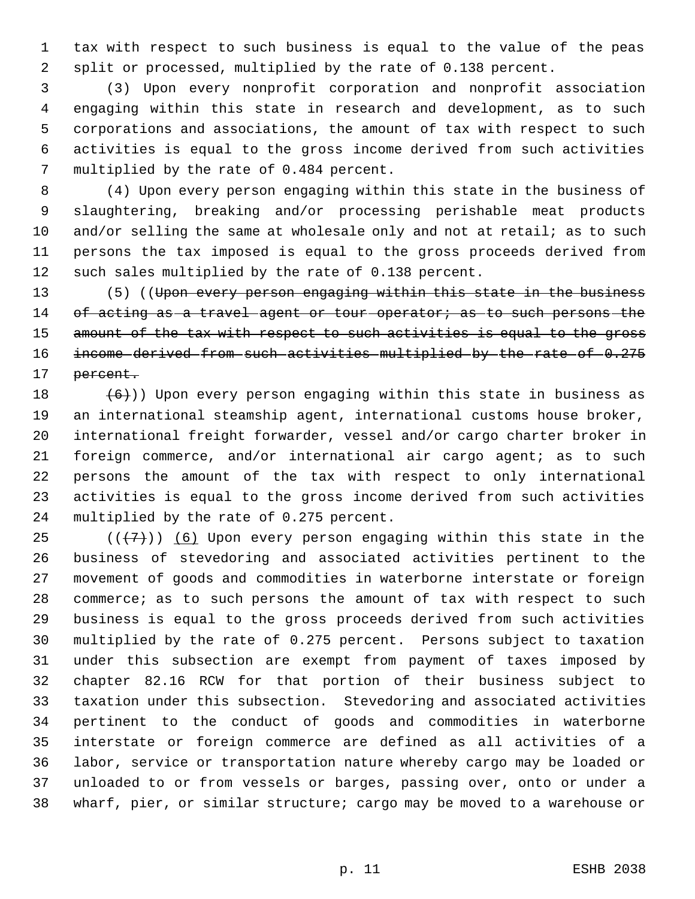tax with respect to such business is equal to the value of the peas split or processed, multiplied by the rate of 0.138 percent.

(3) Upon every nonprofit corporation and nonprofit association engaging within this state in research and development, as to such corporations and associations, the amount of tax with respect to such activities is equal to the gross income derived from such activities multiplied by the rate of 0.484 percent.

(4) Upon every person engaging within this state in the business of slaughtering, breaking and/or processing perishable meat products and/or selling the same at wholesale only and not at retail; as to such persons the tax imposed is equal to the gross proceeds derived from such sales multiplied by the rate of 0.138 percent.

(5) ((~~Upon every person engaging within this state in the business of acting as a travel agent or tour operator; as to such persons the amount of the tax with respect to such activities is equal to the gross income derived from such activities multiplied by the rate of 0.275 percent.~~

~~(6)~~)) Upon every person engaging within this state in business as an international steamship agent, international customs house broker, international freight forwarder, vessel and/or cargo charter broker in foreign commerce, and/or international air cargo agent; as to such persons the amount of the tax with respect to only international activities is equal to the gross income derived from such activities multiplied by the rate of 0.275 percent.

((~~(7)~~)) <u>(6)</u> Upon every person engaging within this state in the business of stevedoring and associated activities pertinent to the movement of goods and commodities in waterborne interstate or foreign commerce; as to such persons the amount of tax with respect to such business is equal to the gross proceeds derived from such activities multiplied by the rate of 0.275 percent. Persons subject to taxation under this subsection are exempt from payment of taxes imposed by chapter 82.16 RCW for that portion of their business subject to taxation under this subsection. Stevedoring and associated activities pertinent to the conduct of goods and commodities in waterborne interstate or foreign commerce are defined as all activities of a labor, service or transportation nature whereby cargo may be loaded or unloaded to or from vessels or barges, passing over, onto or under a wharf, pier, or similar structure; cargo may be moved to a warehouse or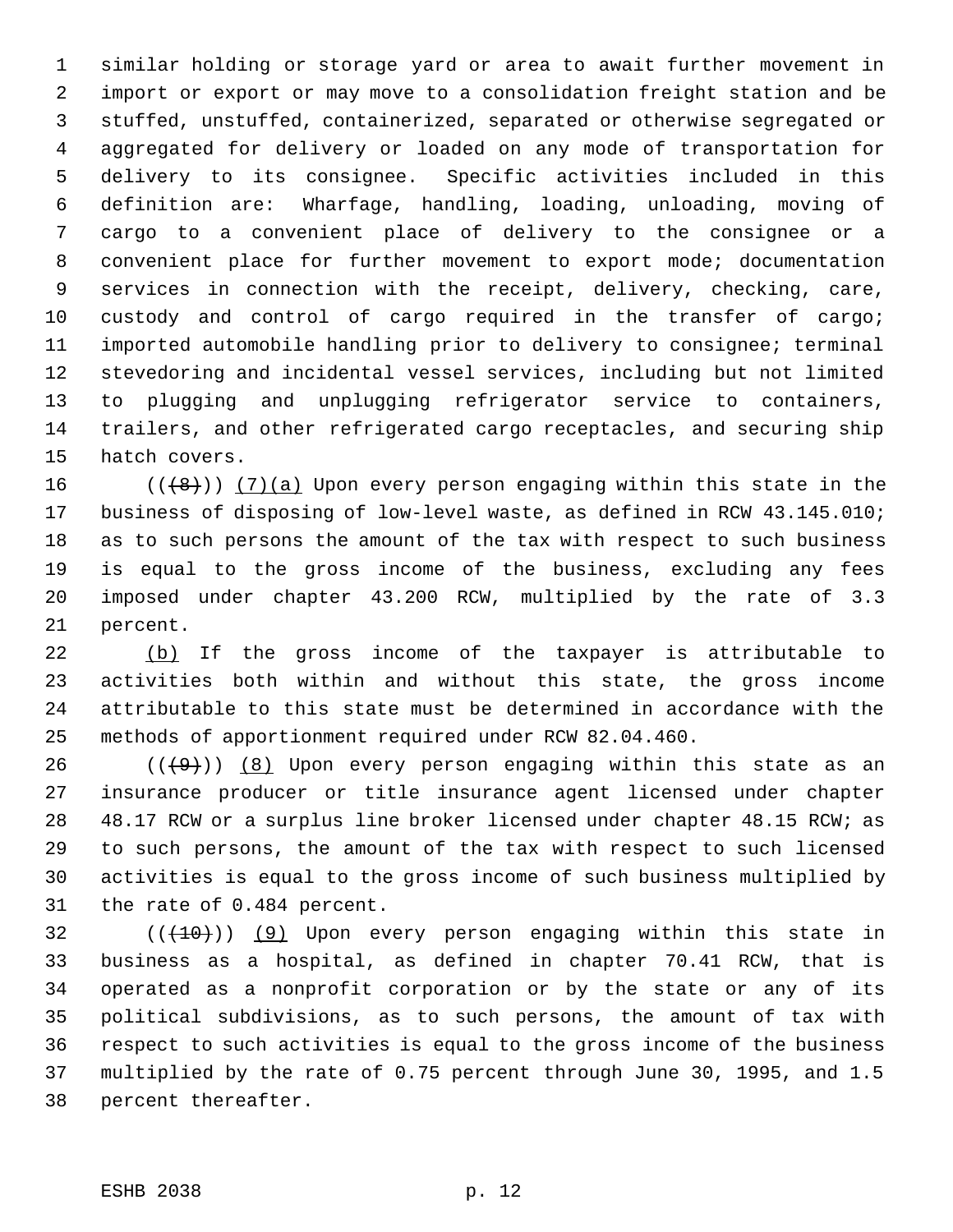similar holding or storage yard or area to await further movement in import or export or may move to a consolidation freight station and be stuffed, unstuffed, containerized, separated or otherwise segregated or aggregated for delivery or loaded on any mode of transportation for delivery to its consignee. Specific activities included in this definition are: Wharfage, handling, loading, unloading, moving of cargo to a convenient place of delivery to the consignee or a convenient place for further movement to export mode; documentation services in connection with the receipt, delivery, checking, care, custody and control of cargo required in the transfer of cargo; imported automobile handling prior to delivery to consignee; terminal stevedoring and incidental vessel services, including but not limited to plugging and unplugging refrigerator service to containers, trailers, and other refrigerated cargo receptacles, and securing ship hatch covers.

((~~(8)~~)) (7)(a) Upon every person engaging within this state in the business of disposing of low-level waste, as defined in RCW 43.145.010; as to such persons the amount of the tax with respect to such business is equal to the gross income of the business, excluding any fees imposed under chapter 43.200 RCW, multiplied by the rate of 3.3 percent.

(b) If the gross income of the taxpayer is attributable to activities both within and without this state, the gross income attributable to this state must be determined in accordance with the methods of apportionment required under RCW 82.04.460.

((~~(9)~~)) (8) Upon every person engaging within this state as an insurance producer or title insurance agent licensed under chapter 48.17 RCW or a surplus line broker licensed under chapter 48.15 RCW; as to such persons, the amount of the tax with respect to such licensed activities is equal to the gross income of such business multiplied by the rate of 0.484 percent.

((~~(10)~~)) (9) Upon every person engaging within this state in business as a hospital, as defined in chapter 70.41 RCW, that is operated as a nonprofit corporation or by the state or any of its political subdivisions, as to such persons, the amount of tax with respect to such activities is equal to the gross income of the business multiplied by the rate of 0.75 percent through June 30, 1995, and 1.5 percent thereafter.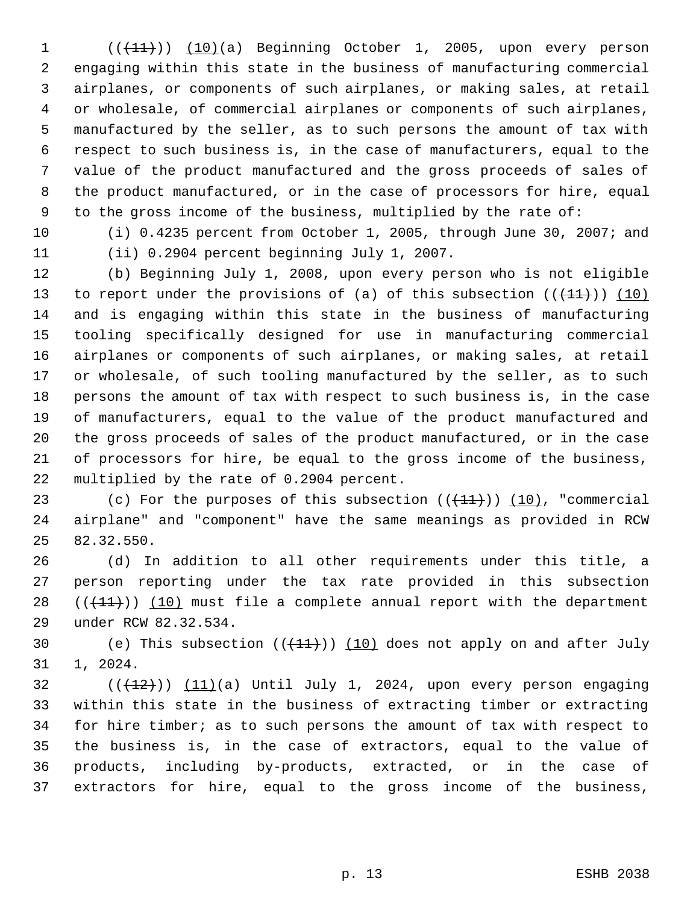(((11))) (10)(a) Beginning October 1, 2005, upon every person engaging within this state in the business of manufacturing commercial airplanes, or components of such airplanes, or making sales, at retail or wholesale, of commercial airplanes or components of such airplanes, manufactured by the seller, as to such persons the amount of tax with respect to such business is, in the case of manufacturers, equal to the value of the product manufactured and the gross proceeds of sales of the product manufactured, or in the case of processors for hire, equal to the gross income of the business, multiplied by the rate of:

(i) 0.4235 percent from October 1, 2005, through June 30, 2007; and

(ii) 0.2904 percent beginning July 1, 2007.

(b) Beginning July 1, 2008, upon every person who is not eligible to report under the provisions of (a) of this subsection (((11))) (10) and is engaging within this state in the business of manufacturing tooling specifically designed for use in manufacturing commercial airplanes or components of such airplanes, or making sales, at retail or wholesale, of such tooling manufactured by the seller, as to such persons the amount of tax with respect to such business is, in the case of manufacturers, equal to the value of the product manufactured and the gross proceeds of sales of the product manufactured, or in the case of processors for hire, be equal to the gross income of the business, multiplied by the rate of 0.2904 percent.

(c) For the purposes of this subsection (((11))) (10), "commercial airplane" and "component" have the same meanings as provided in RCW 82.32.550.

(d) In addition to all other requirements under this title, a person reporting under the tax rate provided in this subsection (((11))) (10) must file a complete annual report with the department under RCW 82.32.534.

(e) This subsection (((11))) (10) does not apply on and after July 1, 2024.

(((12))) (11)(a) Until July 1, 2024, upon every person engaging within this state in the business of extracting timber or extracting for hire timber; as to such persons the amount of tax with respect to the business is, in the case of extractors, equal to the value of products, including by-products, extracted, or in the case of extractors for hire, equal to the gross income of the business,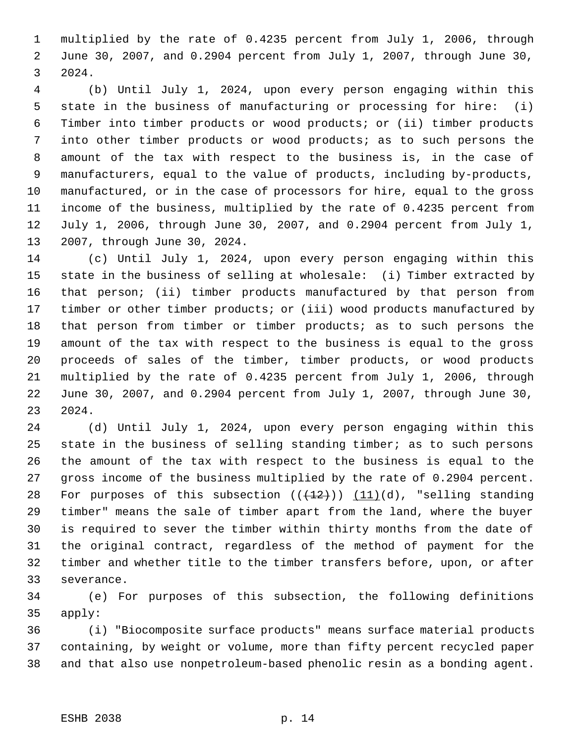multiplied by the rate of 0.4235 percent from July 1, 2006, through June 30, 2007, and 0.2904 percent from July 1, 2007, through June 30, 2024.

(b) Until July 1, 2024, upon every person engaging within this state in the business of manufacturing or processing for hire: (i) Timber into timber products or wood products; or (ii) timber products into other timber products or wood products; as to such persons the amount of the tax with respect to the business is, in the case of manufacturers, equal to the value of products, including by-products, manufactured, or in the case of processors for hire, equal to the gross income of the business, multiplied by the rate of 0.4235 percent from July 1, 2006, through June 30, 2007, and 0.2904 percent from July 1, 2007, through June 30, 2024.

(c) Until July 1, 2024, upon every person engaging within this state in the business of selling at wholesale: (i) Timber extracted by that person; (ii) timber products manufactured by that person from timber or other timber products; or (iii) wood products manufactured by that person from timber or timber products; as to such persons the amount of the tax with respect to the business is equal to the gross proceeds of sales of the timber, timber products, or wood products multiplied by the rate of 0.4235 percent from July 1, 2006, through June 30, 2007, and 0.2904 percent from July 1, 2007, through June 30, 2024.

(d) Until July 1, 2024, upon every person engaging within this state in the business of selling standing timber; as to such persons the amount of the tax with respect to the business is equal to the gross income of the business multiplied by the rate of 0.2904 percent. For purposes of this subsection ~~((12))~~ (11)(d), "selling standing timber" means the sale of timber apart from the land, where the buyer is required to sever the timber within thirty months from the date of the original contract, regardless of the method of payment for the timber and whether title to the timber transfers before, upon, or after severance.

(e) For purposes of this subsection, the following definitions apply:

(i) "Biocomposite surface products" means surface material products containing, by weight or volume, more than fifty percent recycled paper and that also use nonpetroleum-based phenolic resin as a bonding agent.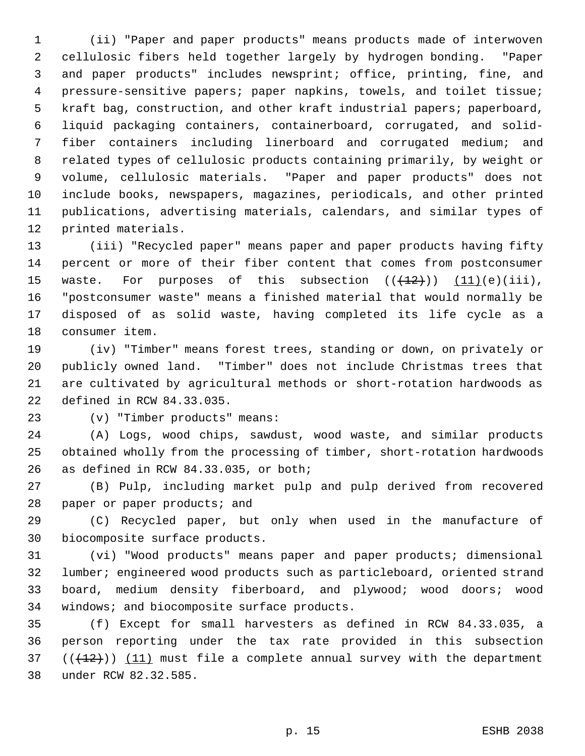(ii) "Paper and paper products" means products made of interwoven cellulosic fibers held together largely by hydrogen bonding. "Paper and paper products" includes newsprint; office, printing, fine, and pressure-sensitive papers; paper napkins, towels, and toilet tissue; kraft bag, construction, and other kraft industrial papers; paperboard, liquid packaging containers, containerboard, corrugated, and solid-fiber containers including linerboard and corrugated medium; and related types of cellulosic products containing primarily, by weight or volume, cellulosic materials. "Paper and paper products" does not include books, newspapers, magazines, periodicals, and other printed publications, advertising materials, calendars, and similar types of printed materials.

(iii) "Recycled paper" means paper and paper products having fifty percent or more of their fiber content that comes from postconsumer waste. For purposes of this subsection ((~~(12)~~)) (11)(e)(iii), "postconsumer waste" means a finished material that would normally be disposed of as solid waste, having completed its life cycle as a consumer item.

(iv) "Timber" means forest trees, standing or down, on privately or publicly owned land. "Timber" does not include Christmas trees that are cultivated by agricultural methods or short-rotation hardwoods as defined in RCW 84.33.035.

(v) "Timber products" means:

(A) Logs, wood chips, sawdust, wood waste, and similar products obtained wholly from the processing of timber, short-rotation hardwoods as defined in RCW 84.33.035, or both;

(B) Pulp, including market pulp and pulp derived from recovered paper or paper products; and

(C) Recycled paper, but only when used in the manufacture of biocomposite surface products.

(vi) "Wood products" means paper and paper products; dimensional lumber; engineered wood products such as particleboard, oriented strand board, medium density fiberboard, and plywood; wood doors; wood windows; and biocomposite surface products.

(f) Except for small harvesters as defined in RCW 84.33.035, a person reporting under the tax rate provided in this subsection ((~~(12)~~)) (11) must file a complete annual survey with the department under RCW 82.32.585.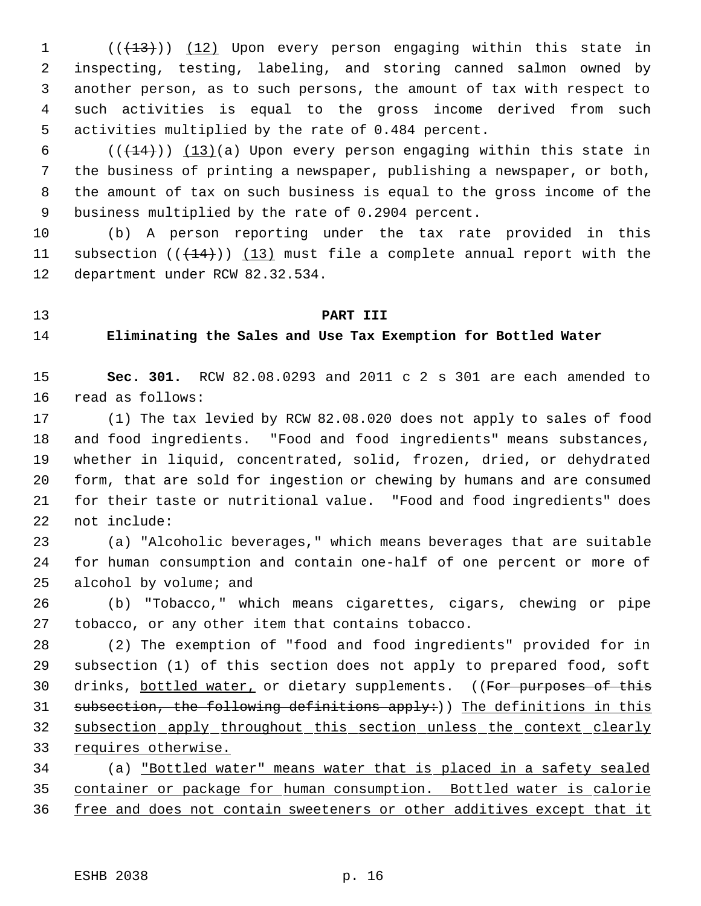(((13))) (12) Upon every person engaging within this state in inspecting, testing, labeling, and storing canned salmon owned by another person, as to such persons, the amount of tax with respect to such activities is equal to the gross income derived from such activities multiplied by the rate of 0.484 percent.

(((14))) (13)(a) Upon every person engaging within this state in the business of printing a newspaper, publishing a newspaper, or both, the amount of tax on such business is equal to the gross income of the business multiplied by the rate of 0.2904 percent.

(b) A person reporting under the tax rate provided in this subsection (((14))) (13) must file a complete annual report with the department under RCW 82.32.534.

**PART III**

**Eliminating the Sales and Use Tax Exemption for Bottled Water**

**Sec. 301.** RCW 82.08.0293 and 2011 c 2 s 301 are each amended to read as follows:

(1) The tax levied by RCW 82.08.020 does not apply to sales of food and food ingredients. "Food and food ingredients" means substances, whether in liquid, concentrated, solid, frozen, dried, or dehydrated form, that are sold for ingestion or chewing by humans and are consumed for their taste or nutritional value. "Food and food ingredients" does not include:

(a) "Alcoholic beverages," which means beverages that are suitable for human consumption and contain one-half of one percent or more of alcohol by volume; and

(b) "Tobacco," which means cigarettes, cigars, chewing or pipe tobacco, or any other item that contains tobacco.

(2) The exemption of "food and food ingredients" provided for in subsection (1) of this section does not apply to prepared food, soft drinks, bottled water, or dietary supplements. ((For purposes of this subsection, the following definitions apply:)) The definitions in this subsection apply throughout this section unless the context clearly requires otherwise.

(a) "Bottled water" means water that is placed in a safety sealed container or package for human consumption. Bottled water is calorie free and does not contain sweeteners or other additives except that it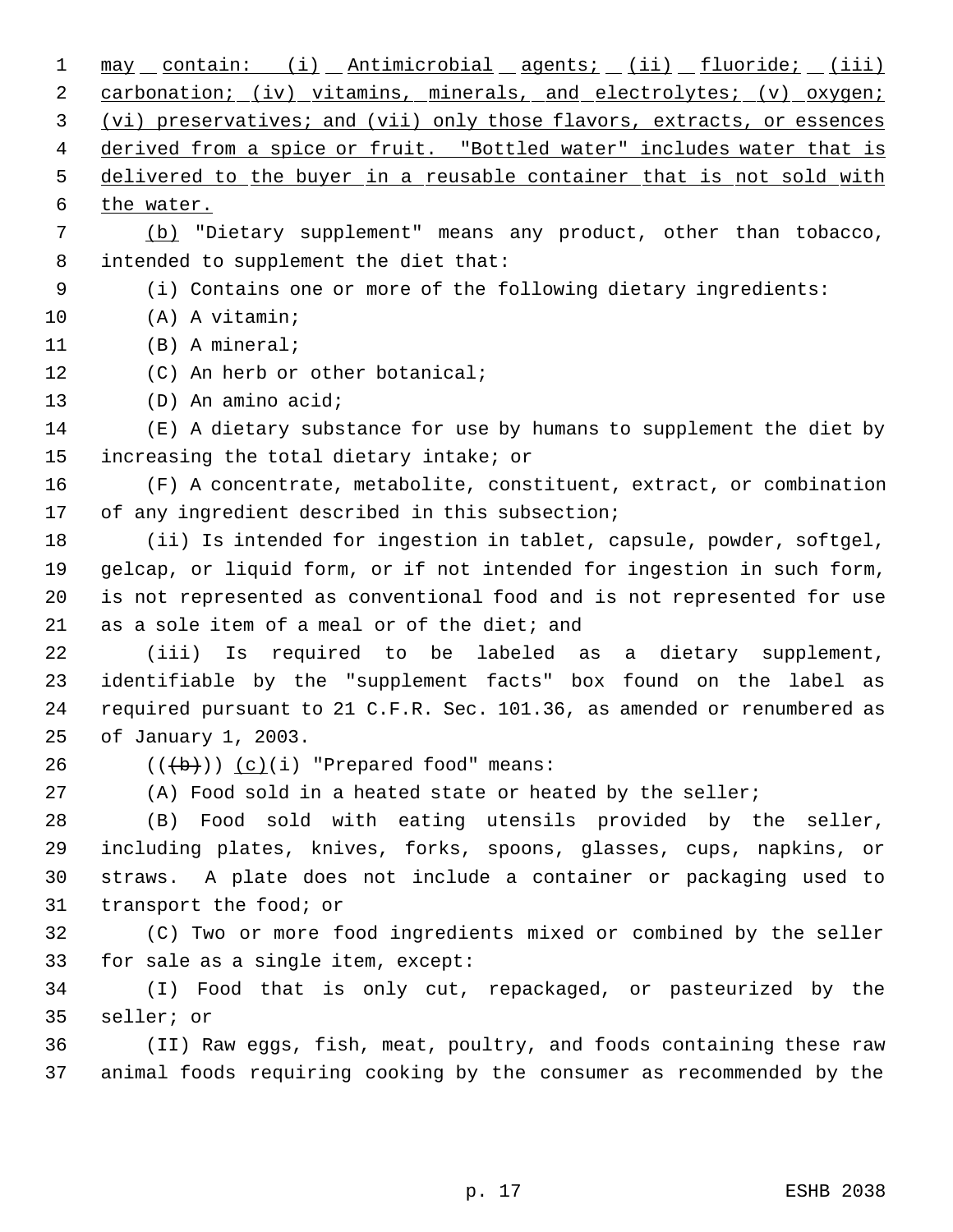may contain: (i) Antimicrobial agents; (ii) fluoride; (iii) carbonation; (iv) vitamins, minerals, and electrolytes; (v) oxygen; (vi) preservatives; and (vii) only those flavors, extracts, or essences derived from a spice or fruit. "Bottled water" includes water that is delivered to the buyer in a reusable container that is not sold with the water.

(b) "Dietary supplement" means any product, other than tobacco, intended to supplement the diet that:

(i) Contains one or more of the following dietary ingredients:

(A) A vitamin;

(B) A mineral;

(C) An herb or other botanical;

(D) An amino acid;

(E) A dietary substance for use by humans to supplement the diet by increasing the total dietary intake; or

(F) A concentrate, metabolite, constituent, extract, or combination of any ingredient described in this subsection;

(ii) Is intended for ingestion in tablet, capsule, powder, softgel, gelcap, or liquid form, or if not intended for ingestion in such form, is not represented as conventional food and is not represented for use as a sole item of a meal or of the diet; and

(iii) Is required to be labeled as a dietary supplement, identifiable by the "supplement facts" box found on the label as required pursuant to 21 C.F.R. Sec. 101.36, as amended or renumbered as of January 1, 2003.

(((b))) (c)(i) "Prepared food" means:

(A) Food sold in a heated state or heated by the seller;

(B) Food sold with eating utensils provided by the seller, including plates, knives, forks, spoons, glasses, cups, napkins, or straws. A plate does not include a container or packaging used to transport the food; or

(C) Two or more food ingredients mixed or combined by the seller for sale as a single item, except:

(I) Food that is only cut, repackaged, or pasteurized by the seller; or

(II) Raw eggs, fish, meat, poultry, and foods containing these raw animal foods requiring cooking by the consumer as recommended by the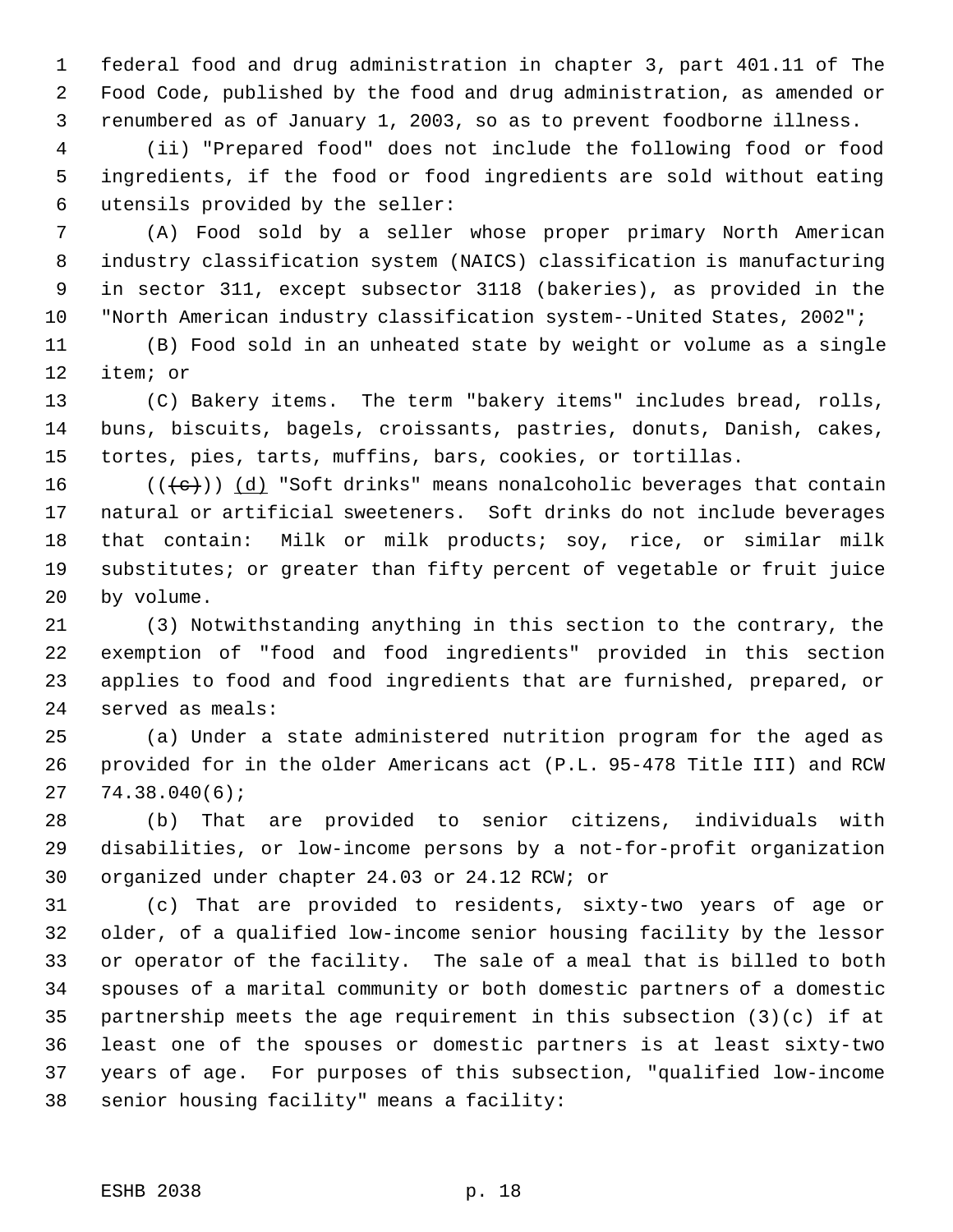federal food and drug administration in chapter 3, part 401.11 of The Food Code, published by the food and drug administration, as amended or renumbered as of January 1, 2003, so as to prevent foodborne illness.

(ii) "Prepared food" does not include the following food or food ingredients, if the food or food ingredients are sold without eating utensils provided by the seller:

(A) Food sold by a seller whose proper primary North American industry classification system (NAICS) classification is manufacturing in sector 311, except subsector 3118 (bakeries), as provided in the "North American industry classification system--United States, 2002";

(B) Food sold in an unheated state by weight or volume as a single item; or

(C) Bakery items. The term "bakery items" includes bread, rolls, buns, biscuits, bagels, croissants, pastries, donuts, Danish, cakes, tortes, pies, tarts, muffins, bars, cookies, or tortillas.

~~((c))~~ (d) "Soft drinks" means nonalcoholic beverages that contain natural or artificial sweeteners. Soft drinks do not include beverages that contain: Milk or milk products; soy, rice, or similar milk substitutes; or greater than fifty percent of vegetable or fruit juice by volume.

(3) Notwithstanding anything in this section to the contrary, the exemption of "food and food ingredients" provided in this section applies to food and food ingredients that are furnished, prepared, or served as meals:

(a) Under a state administered nutrition program for the aged as provided for in the older Americans act (P.L. 95-478 Title III) and RCW 74.38.040(6);

(b) That are provided to senior citizens, individuals with disabilities, or low-income persons by a not-for-profit organization organized under chapter 24.03 or 24.12 RCW; or

(c) That are provided to residents, sixty-two years of age or older, of a qualified low-income senior housing facility by the lessor or operator of the facility. The sale of a meal that is billed to both spouses of a marital community or both domestic partners of a domestic partnership meets the age requirement in this subsection (3)(c) if at least one of the spouses or domestic partners is at least sixty-two years of age. For purposes of this subsection, "qualified low-income senior housing facility" means a facility: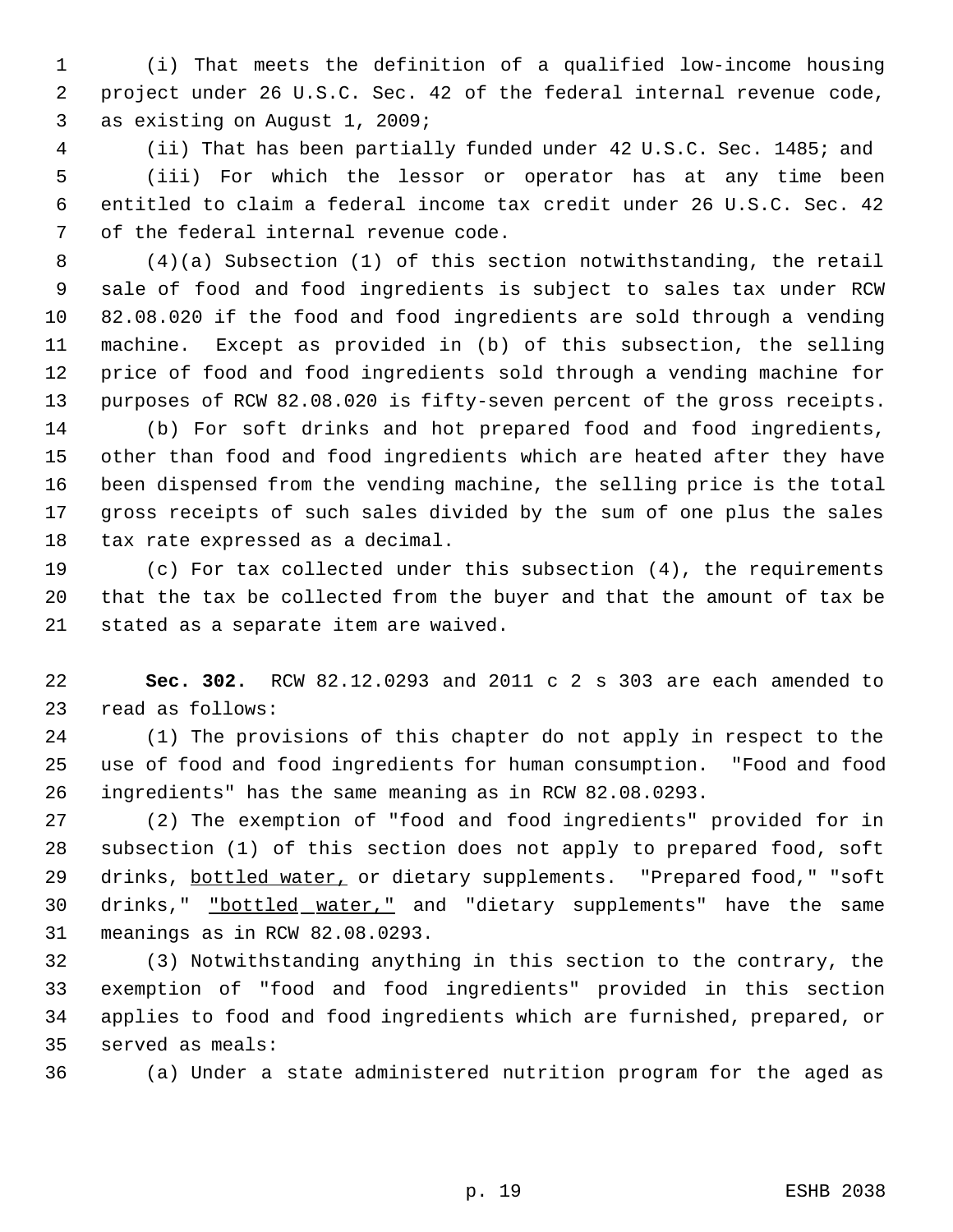(i) That meets the definition of a qualified low-income housing project under 26 U.S.C. Sec. 42 of the federal internal revenue code, as existing on August 1, 2009;

(ii) That has been partially funded under 42 U.S.C. Sec. 1485; and

(iii) For which the lessor or operator has at any time been entitled to claim a federal income tax credit under 26 U.S.C. Sec. 42 of the federal internal revenue code.

(4)(a) Subsection (1) of this section notwithstanding, the retail sale of food and food ingredients is subject to sales tax under RCW 82.08.020 if the food and food ingredients are sold through a vending machine. Except as provided in (b) of this subsection, the selling price of food and food ingredients sold through a vending machine for purposes of RCW 82.08.020 is fifty-seven percent of the gross receipts.

(b) For soft drinks and hot prepared food and food ingredients, other than food and food ingredients which are heated after they have been dispensed from the vending machine, the selling price is the total gross receipts of such sales divided by the sum of one plus the sales tax rate expressed as a decimal.

(c) For tax collected under this subsection (4), the requirements that the tax be collected from the buyer and that the amount of tax be stated as a separate item are waived.

**Sec. 302.** RCW 82.12.0293 and 2011 c 2 s 303 are each amended to read as follows:

(1) The provisions of this chapter do not apply in respect to the use of food and food ingredients for human consumption. "Food and food ingredients" has the same meaning as in RCW 82.08.0293.

(2) The exemption of "food and food ingredients" provided for in subsection (1) of this section does not apply to prepared food, soft drinks, <u>bottled water,</u> or dietary supplements. "Prepared food," "soft drinks," <u>"bottled water,"</u> and "dietary supplements" have the same meanings as in RCW 82.08.0293.

(3) Notwithstanding anything in this section to the contrary, the exemption of "food and food ingredients" provided in this section applies to food and food ingredients which are furnished, prepared, or served as meals:

(a) Under a state administered nutrition program for the aged as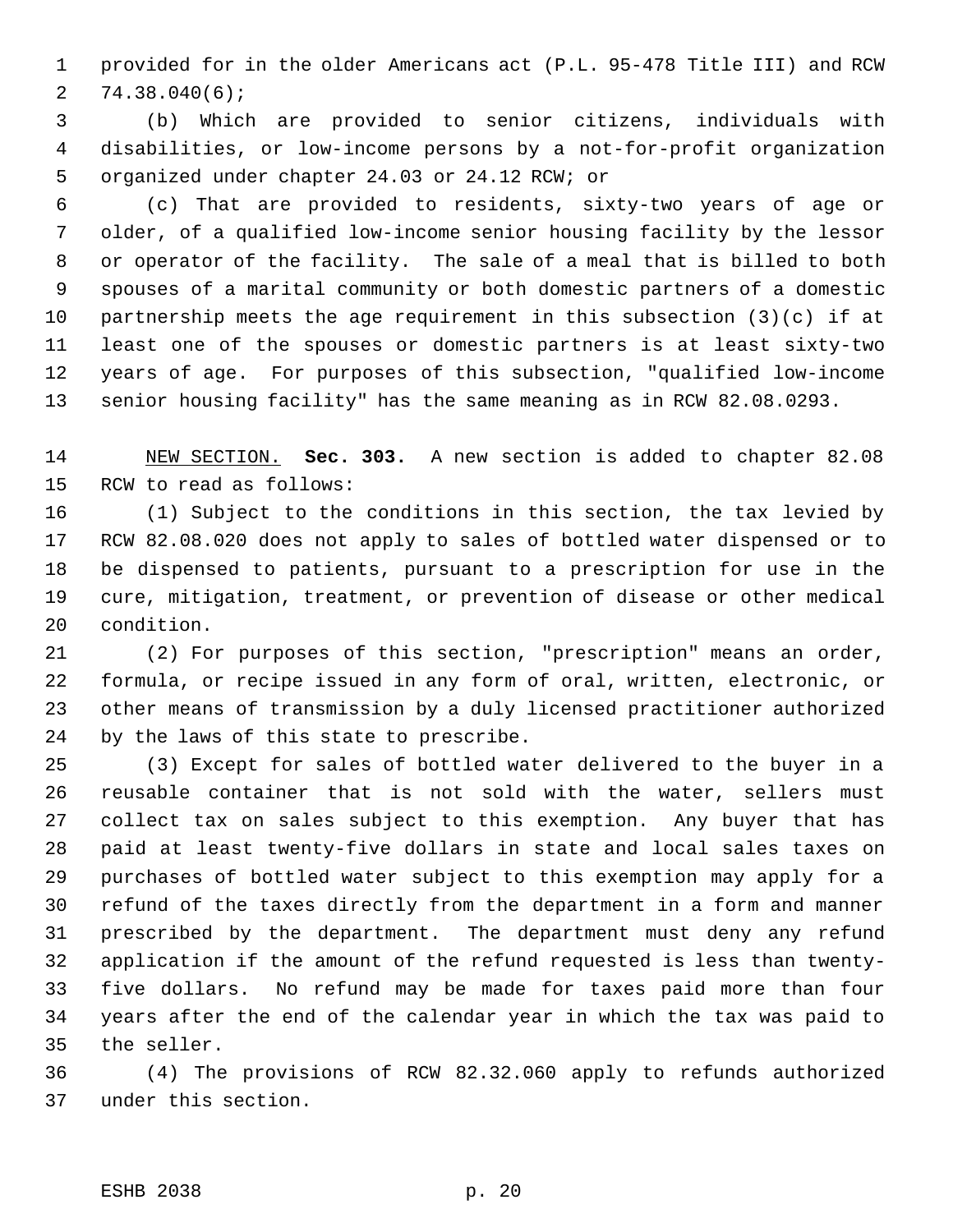provided for in the older Americans act (P.L. 95-478 Title III) and RCW 74.38.040(6);

(b) Which are provided to senior citizens, individuals with disabilities, or low-income persons by a not-for-profit organization organized under chapter 24.03 or 24.12 RCW; or

(c) That are provided to residents, sixty-two years of age or older, of a qualified low-income senior housing facility by the lessor or operator of the facility. The sale of a meal that is billed to both spouses of a marital community or both domestic partners of a domestic partnership meets the age requirement in this subsection (3)(c) if at least one of the spouses or domestic partners is at least sixty-two years of age. For purposes of this subsection, "qualified low-income senior housing facility" has the same meaning as in RCW 82.08.0293.

NEW SECTION. **Sec. 303.** A new section is added to chapter 82.08 RCW to read as follows:

(1) Subject to the conditions in this section, the tax levied by RCW 82.08.020 does not apply to sales of bottled water dispensed or to be dispensed to patients, pursuant to a prescription for use in the cure, mitigation, treatment, or prevention of disease or other medical condition.

(2) For purposes of this section, "prescription" means an order, formula, or recipe issued in any form of oral, written, electronic, or other means of transmission by a duly licensed practitioner authorized by the laws of this state to prescribe.

(3) Except for sales of bottled water delivered to the buyer in a reusable container that is not sold with the water, sellers must collect tax on sales subject to this exemption. Any buyer that has paid at least twenty-five dollars in state and local sales taxes on purchases of bottled water subject to this exemption may apply for a refund of the taxes directly from the department in a form and manner prescribed by the department. The department must deny any refund application if the amount of the refund requested is less than twenty-five dollars. No refund may be made for taxes paid more than four years after the end of the calendar year in which the tax was paid to the seller.

(4) The provisions of RCW 82.32.060 apply to refunds authorized under this section.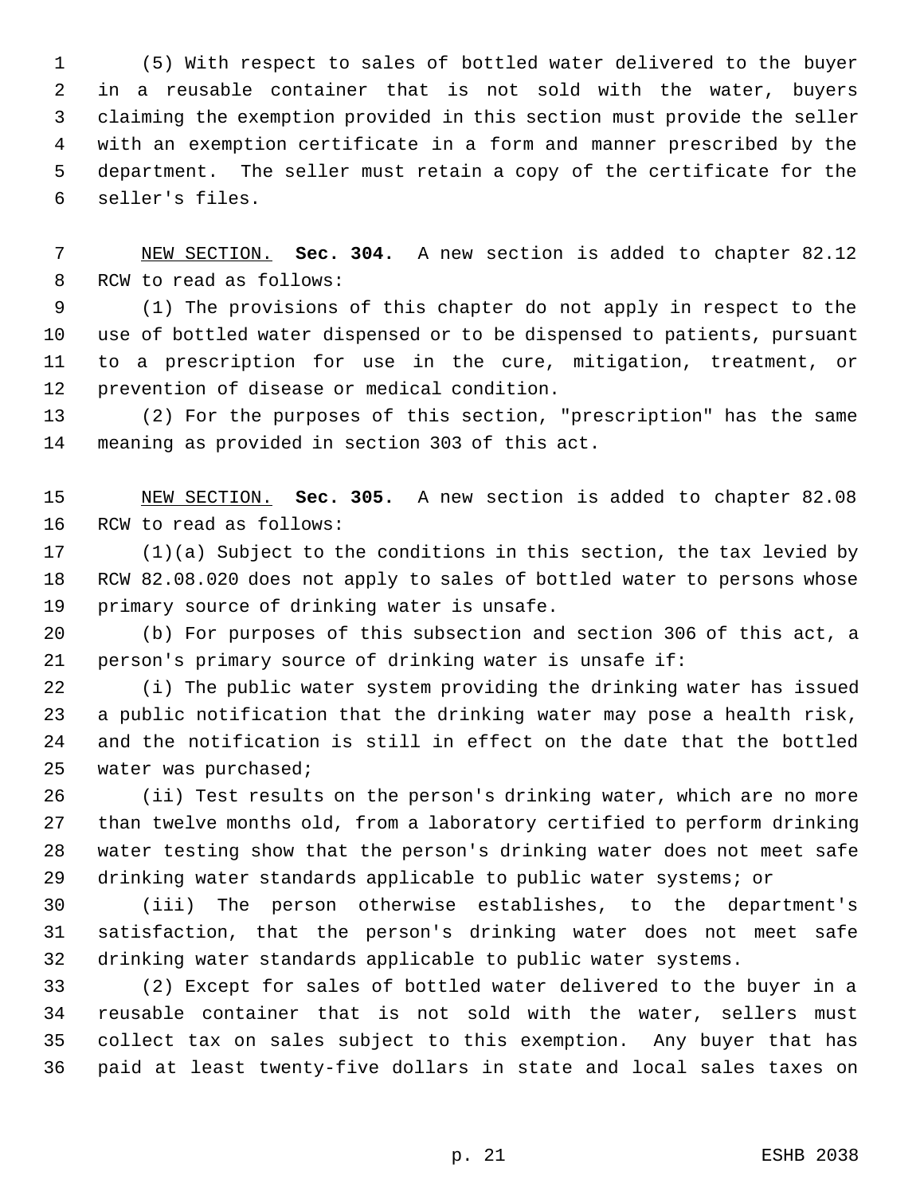(5) With respect to sales of bottled water delivered to the buyer in a reusable container that is not sold with the water, buyers claiming the exemption provided in this section must provide the seller with an exemption certificate in a form and manner prescribed by the department. The seller must retain a copy of the certificate for the seller's files.

NEW SECTION. **Sec. 304.** A new section is added to chapter 82.12 RCW to read as follows:

(1) The provisions of this chapter do not apply in respect to the use of bottled water dispensed or to be dispensed to patients, pursuant to a prescription for use in the cure, mitigation, treatment, or prevention of disease or medical condition.

(2) For the purposes of this section, "prescription" has the same meaning as provided in section 303 of this act.

NEW SECTION. **Sec. 305.** A new section is added to chapter 82.08 RCW to read as follows:

(1)(a) Subject to the conditions in this section, the tax levied by RCW 82.08.020 does not apply to sales of bottled water to persons whose primary source of drinking water is unsafe.

(b) For purposes of this subsection and section 306 of this act, a person's primary source of drinking water is unsafe if:

(i) The public water system providing the drinking water has issued a public notification that the drinking water may pose a health risk, and the notification is still in effect on the date that the bottled water was purchased;

(ii) Test results on the person's drinking water, which are no more than twelve months old, from a laboratory certified to perform drinking water testing show that the person's drinking water does not meet safe drinking water standards applicable to public water systems; or

(iii) The person otherwise establishes, to the department's satisfaction, that the person's drinking water does not meet safe drinking water standards applicable to public water systems.

(2) Except for sales of bottled water delivered to the buyer in a reusable container that is not sold with the water, sellers must collect tax on sales subject to this exemption. Any buyer that has paid at least twenty-five dollars in state and local sales taxes on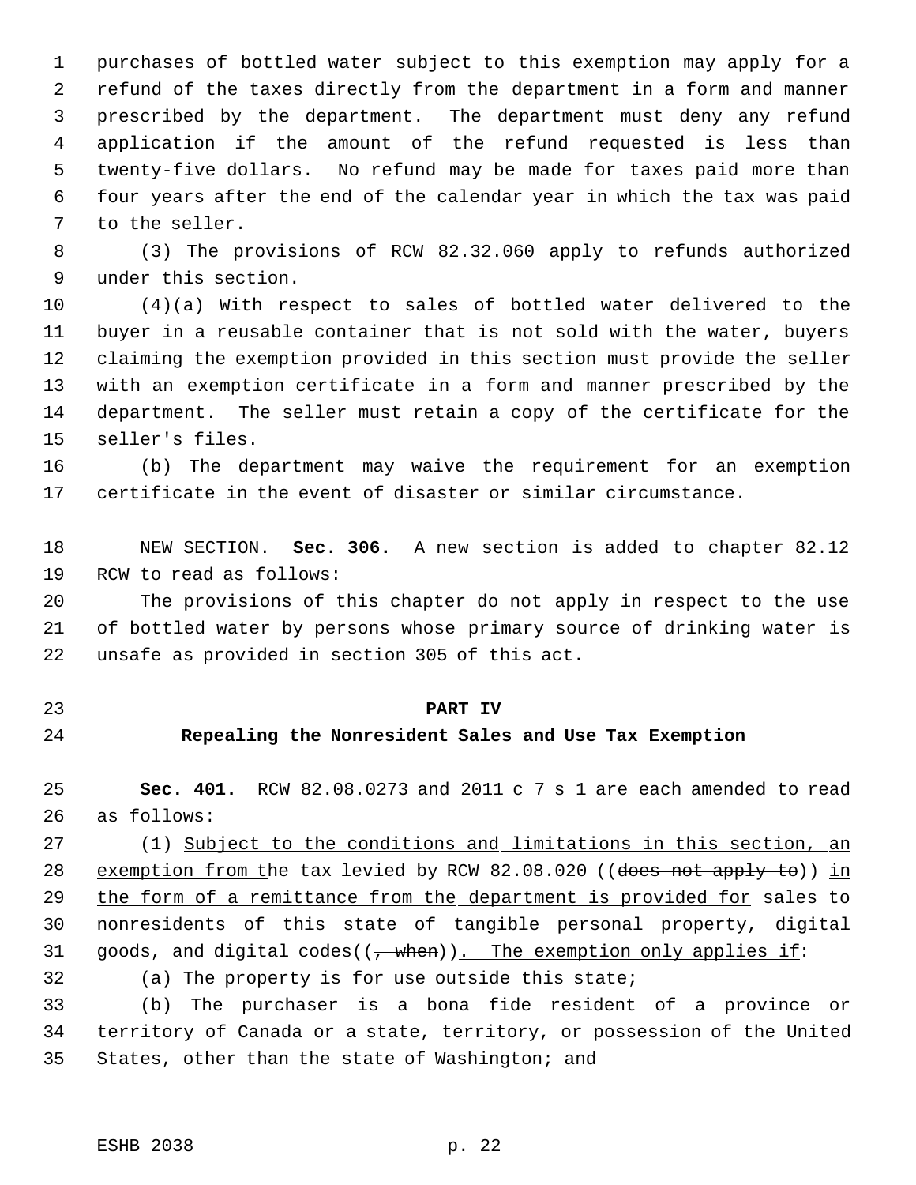purchases of bottled water subject to this exemption may apply for a refund of the taxes directly from the department in a form and manner prescribed by the department. The department must deny any refund application if the amount of the refund requested is less than twenty-five dollars. No refund may be made for taxes paid more than four years after the end of the calendar year in which the tax was paid to the seller.

(3) The provisions of RCW 82.32.060 apply to refunds authorized under this section.

(4)(a) With respect to sales of bottled water delivered to the buyer in a reusable container that is not sold with the water, buyers claiming the exemption provided in this section must provide the seller with an exemption certificate in a form and manner prescribed by the department. The seller must retain a copy of the certificate for the seller's files.

(b) The department may waive the requirement for an exemption certificate in the event of disaster or similar circumstance.

NEW SECTION. **Sec. 306.** A new section is added to chapter 82.12 RCW to read as follows:

The provisions of this chapter do not apply in respect to the use of bottled water by persons whose primary source of drinking water is unsafe as provided in section 305 of this act.

**PART IV**

**Repealing the Nonresident Sales and Use Tax Exemption**

**Sec. 401.** RCW 82.08.0273 and 2011 c 7 s 1 are each amended to read as follows:

(1) Subject to the conditions and limitations in this section, an exemption from the tax levied by RCW 82.08.020 ((~~does not apply to~~)) in the form of a remittance from the department is provided for sales to nonresidents of this state of tangible personal property, digital goods, and digital codes((~~, when~~)). The exemption only applies if:

(a) The property is for use outside this state;

(b) The purchaser is a bona fide resident of a province or territory of Canada or a state, territory, or possession of the United States, other than the state of Washington; and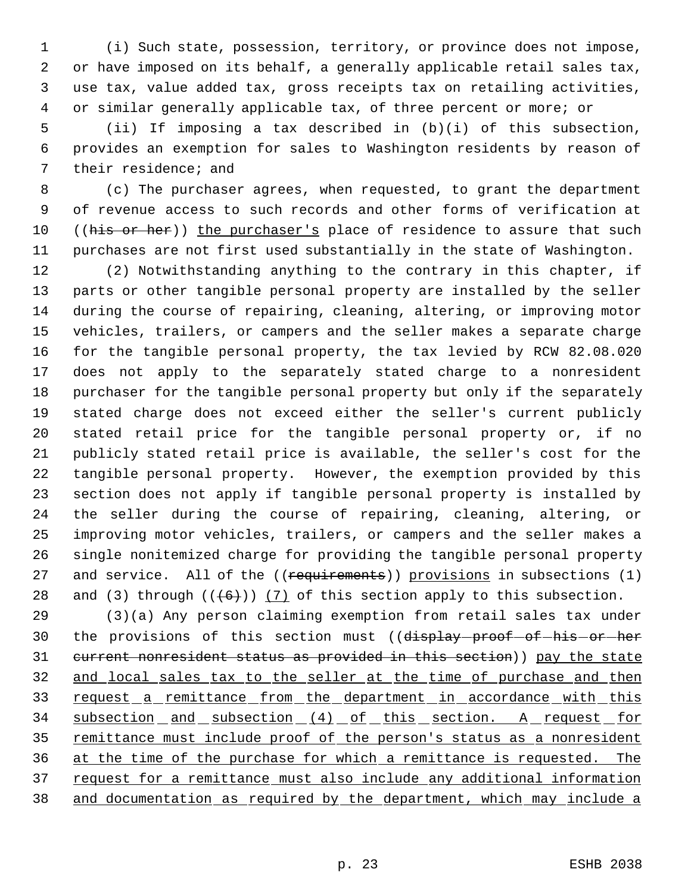(i) Such state, possession, territory, or province does not impose, or have imposed on its behalf, a generally applicable retail sales tax, use tax, value added tax, gross receipts tax on retailing activities, or similar generally applicable tax, of three percent or more; or

(ii) If imposing a tax described in (b)(i) of this subsection, provides an exemption for sales to Washington residents by reason of their residence; and

(c) The purchaser agrees, when requested, to grant the department of revenue access to such records and other forms of verification at ((~~his or her~~)) <u>the purchaser's</u> place of residence to assure that such purchases are not first used substantially in the state of Washington.

(2) Notwithstanding anything to the contrary in this chapter, if parts or other tangible personal property are installed by the seller during the course of repairing, cleaning, altering, or improving motor vehicles, trailers, or campers and the seller makes a separate charge for the tangible personal property, the tax levied by RCW 82.08.020 does not apply to the separately stated charge to a nonresident purchaser for the tangible personal property but only if the separately stated charge does not exceed either the seller's current publicly stated retail price for the tangible personal property or, if no publicly stated retail price is available, the seller's cost for the tangible personal property. However, the exemption provided by this section does not apply if tangible personal property is installed by the seller during the course of repairing, cleaning, altering, or improving motor vehicles, trailers, or campers and the seller makes a single nonitemized charge for providing the tangible personal property and service. All of the ((~~requirements~~)) <u>provisions</u> in subsections (1) and (3) through ((~~(6)~~)) <u>(7)</u> of this section apply to this subsection.

(3)(a) Any person claiming exemption from retail sales tax under the provisions of this section must ((~~display proof of his or her current nonresident status as provided in this section~~)) <u>pay the state and local sales tax to the seller at the time of purchase and then request a remittance from the department in accordance with this subsection and subsection (4) of this section. A request for remittance must include proof of the person's status as a nonresident at the time of the purchase for which a remittance is requested. The request for a remittance must also include any additional information and documentation as required by the department, which may include a</u>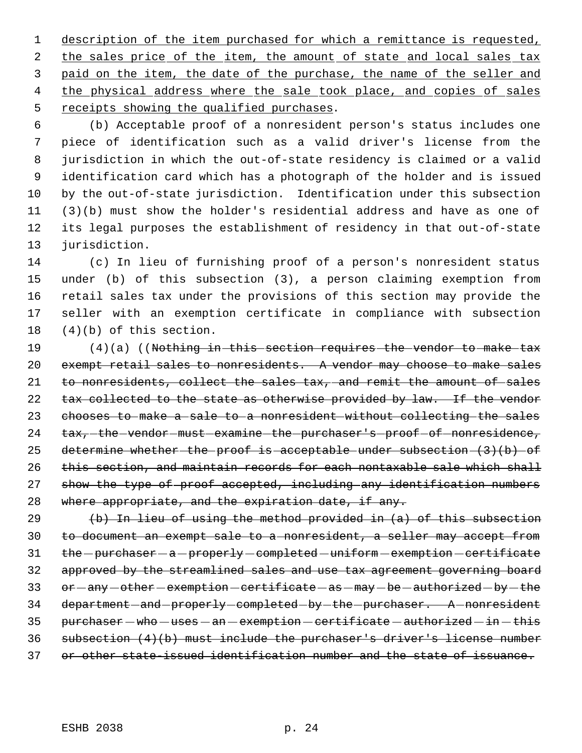description of the item purchased for which a remittance is requested, the sales price of the item, the amount of state and local sales tax paid on the item, the date of the purchase, the name of the seller and the physical address where the sale took place, and copies of sales receipts showing the qualified purchases.

(b) Acceptable proof of a nonresident person's status includes one piece of identification such as a valid driver's license from the jurisdiction in which the out-of-state residency is claimed or a valid identification card which has a photograph of the holder and is issued by the out-of-state jurisdiction. Identification under this subsection (3)(b) must show the holder's residential address and have as one of its legal purposes the establishment of residency in that out-of-state jurisdiction.

(c) In lieu of furnishing proof of a person's nonresident status under (b) of this subsection (3), a person claiming exemption from retail sales tax under the provisions of this section may provide the seller with an exemption certificate in compliance with subsection (4)(b) of this section.

(4)(a) ((~~Nothing in this section requires the vendor to make tax exempt retail sales to nonresidents. A vendor may choose to make sales to nonresidents, collect the sales tax, and remit the amount of sales tax collected to the state as otherwise provided by law. If the vendor chooses to make a sale to a nonresident without collecting the sales tax, the vendor must examine the purchaser's proof of nonresidence, determine whether the proof is acceptable under subsection (3)(b) of this section, and maintain records for each nontaxable sale which shall show the type of proof accepted, including any identification numbers where appropriate, and the expiration date, if any.~~

~~(b) In lieu of using the method provided in (a) of this subsection to document an exempt sale to a nonresident, a seller may accept from the purchaser a properly completed uniform exemption certificate approved by the streamlined sales and use tax agreement governing board or any other exemption certificate as may be authorized by the department and properly completed by the purchaser. A nonresident purchaser who uses an exemption certificate authorized in this subsection (4)(b) must include the purchaser's driver's license number or other state-issued identification number and the state of issuance.~~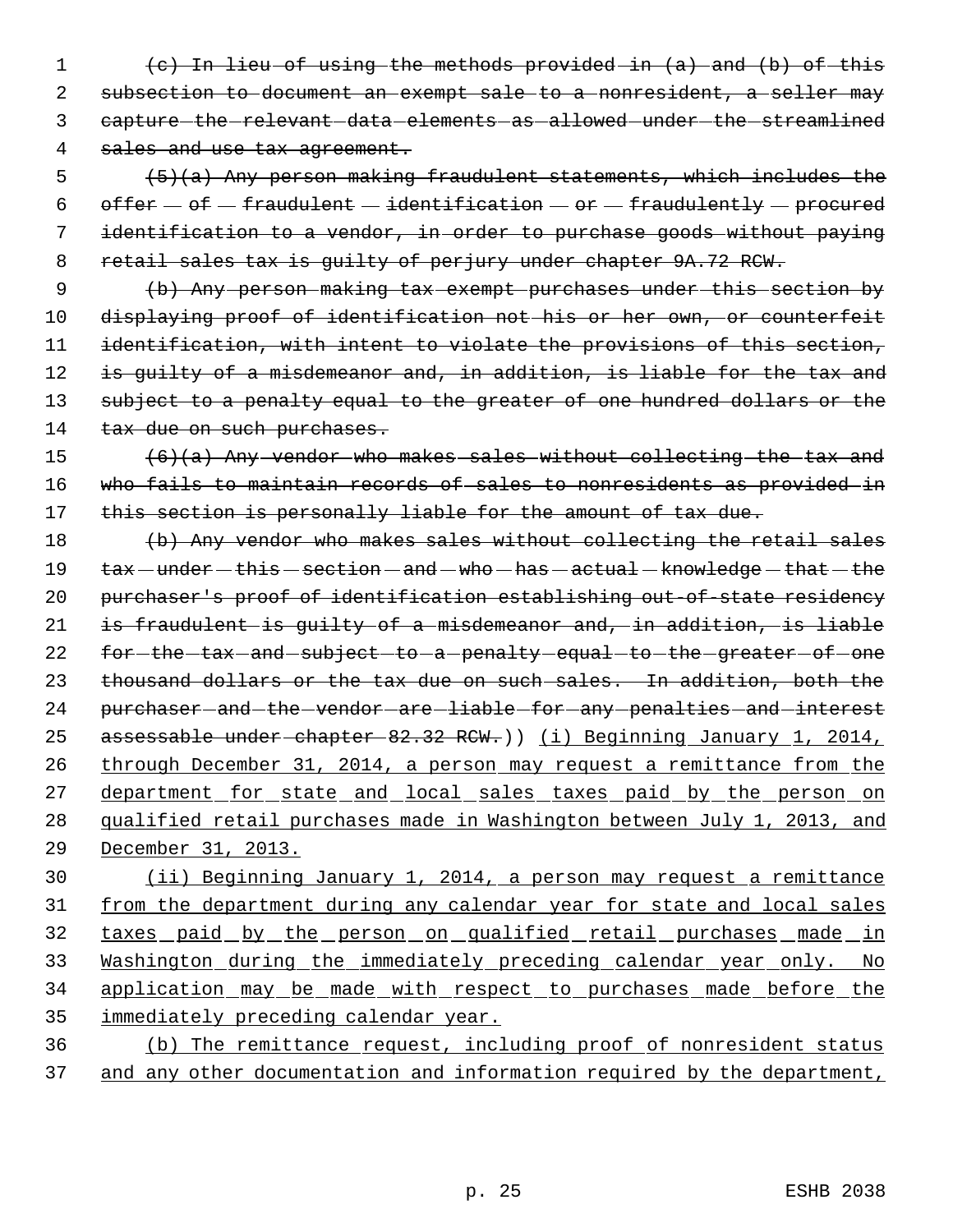~~(c) In lieu of using the methods provided in (a) and (b) of this subsection to document an exempt sale to a nonresident, a seller may capture the relevant data elements as allowed under the streamlined sales and use tax agreement.~~

~~(5)(a) Any person making fraudulent statements, which includes the offer of fraudulent identification or fraudulently procured identification to a vendor, in order to purchase goods without paying retail sales tax is guilty of perjury under chapter 9A.72 RCW.~~

~~(b) Any person making tax exempt purchases under this section by displaying proof of identification not his or her own, or counterfeit identification, with intent to violate the provisions of this section, is guilty of a misdemeanor and, in addition, is liable for the tax and subject to a penalty equal to the greater of one hundred dollars or the tax due on such purchases.~~

~~(6)(a) Any vendor who makes sales without collecting the tax and who fails to maintain records of sales to nonresidents as provided in this section is personally liable for the amount of tax due.~~

~~(b) Any vendor who makes sales without collecting the retail sales tax under this section and who has actual knowledge that the purchaser's proof of identification establishing out-of-state residency is fraudulent is guilty of a misdemeanor and, in addition, is liable for the tax and subject to a penalty equal to the greater of one thousand dollars or the tax due on such sales. In addition, both the purchaser and the vendor are liable for any penalties and interest assessable under chapter 82.32 RCW.~~)) <u>(i) Beginning January 1, 2014, through December 31, 2014, a person may request a remittance from the department for state and local sales taxes paid by the person on qualified retail purchases made in Washington between July 1, 2013, and December 31, 2013.</u>

<u>(ii) Beginning January 1, 2014, a person may request a remittance from the department during any calendar year for state and local sales taxes paid by the person on qualified retail purchases made in Washington during the immediately preceding calendar year only. No application may be made with respect to purchases made before the immediately preceding calendar year.</u>

<u>(b) The remittance request, including proof of nonresident status and any other documentation and information required by the department,</u>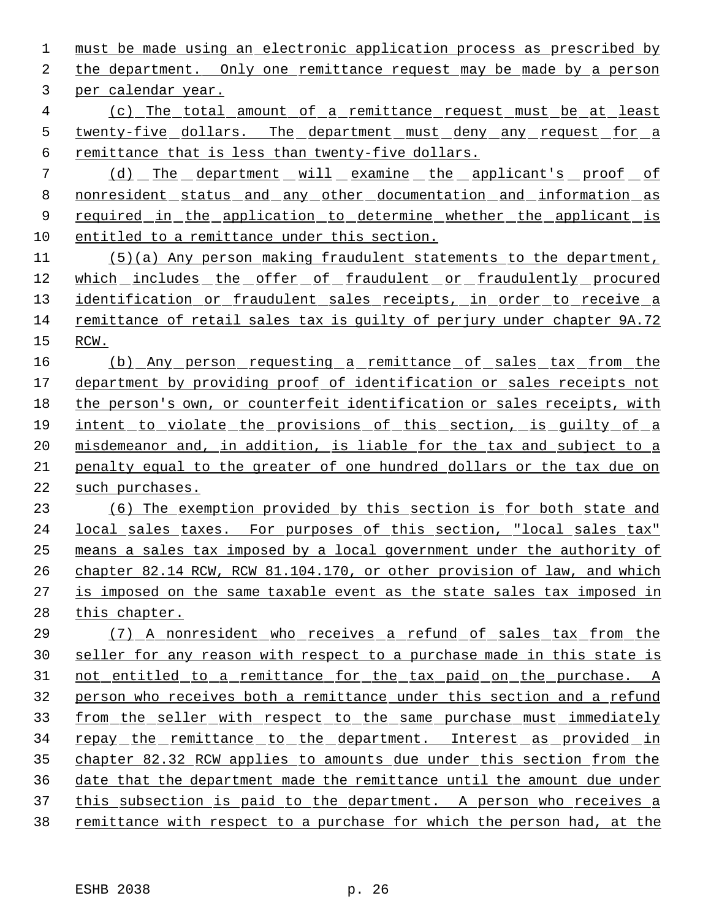must be made using an electronic application process as prescribed by the department. Only one remittance request may be made by a person per calendar year.

(c) The total amount of a remittance request must be at least twenty-five dollars. The department must deny any request for a remittance that is less than twenty-five dollars.

(d) The department will examine the applicant's proof of nonresident status and any other documentation and information as required in the application to determine whether the applicant is entitled to a remittance under this section.

(5)(a) Any person making fraudulent statements to the department, which includes the offer of fraudulent or fraudulently procured identification or fraudulent sales receipts, in order to receive a remittance of retail sales tax is guilty of perjury under chapter 9A.72 RCW.

(b) Any person requesting a remittance of sales tax from the department by providing proof of identification or sales receipts not the person's own, or counterfeit identification or sales receipts, with intent to violate the provisions of this section, is guilty of a misdemeanor and, in addition, is liable for the tax and subject to a penalty equal to the greater of one hundred dollars or the tax due on such purchases.

(6) The exemption provided by this section is for both state and local sales taxes. For purposes of this section, "local sales tax" means a sales tax imposed by a local government under the authority of chapter 82.14 RCW, RCW 81.104.170, or other provision of law, and which is imposed on the same taxable event as the state sales tax imposed in this chapter.

(7) A nonresident who receives a refund of sales tax from the seller for any reason with respect to a purchase made in this state is not entitled to a remittance for the tax paid on the purchase. A person who receives both a remittance under this section and a refund from the seller with respect to the same purchase must immediately repay the remittance to the department. Interest as provided in chapter 82.32 RCW applies to amounts due under this section from the date that the department made the remittance until the amount due under this subsection is paid to the department. A person who receives a remittance with respect to a purchase for which the person had, at the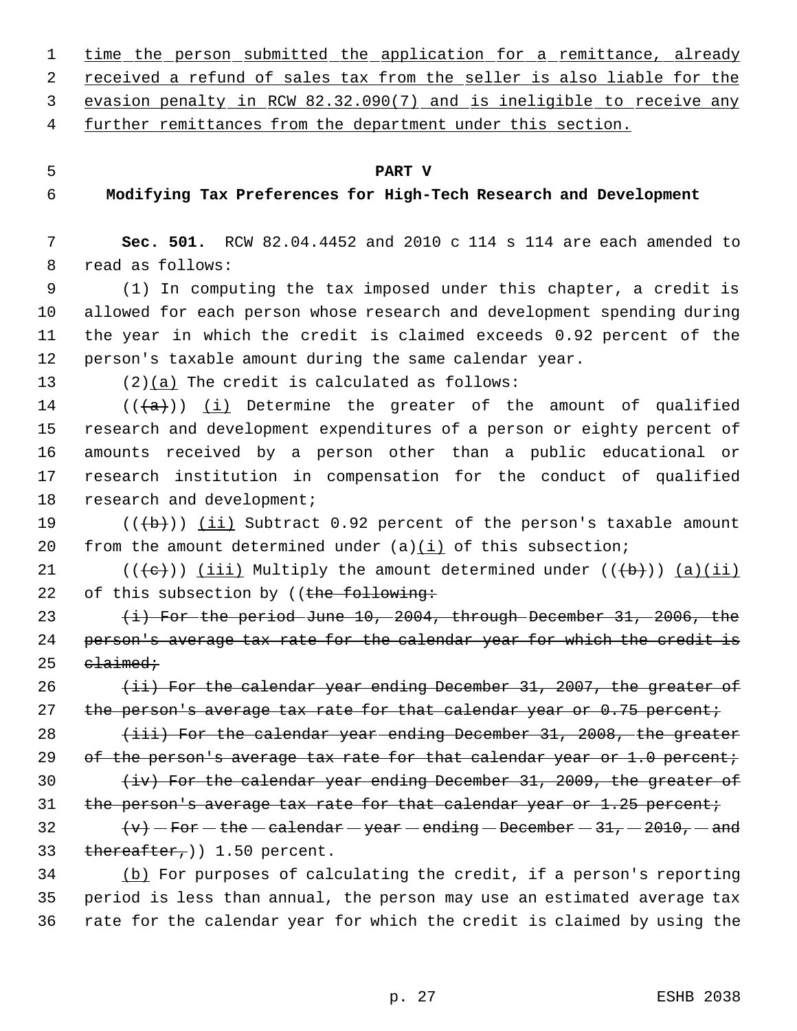time the person submitted the application for a remittance, already received a refund of sales tax from the seller is also liable for the evasion penalty in RCW 82.32.090(7) and is ineligible to receive any further remittances from the department under this section.

**PART V**

**Modifying Tax Preferences for High-Tech Research and Development**

**Sec. 501.** RCW 82.04.4452 and 2010 c 114 s 114 are each amended to read as follows:

(1) In computing the tax imposed under this chapter, a credit is allowed for each person whose research and development spending during the year in which the credit is claimed exceeds 0.92 percent of the person's taxable amount during the same calendar year.

(2)(a) The credit is calculated as follows:

(((a))) (i) Determine the greater of the amount of qualified research and development expenditures of a person or eighty percent of amounts received by a person other than a public educational or research institution in compensation for the conduct of qualified research and development;

(((b))) (ii) Subtract 0.92 percent of the person's taxable amount from the amount determined under (a)(i) of this subsection;

(((c))) (iii) Multiply the amount determined under (((b))) (a)(ii) of this subsection by ((the following:

(i) For the period June 10, 2004, through December 31, 2006, the person's average tax rate for the calendar year for which the credit is claimed;

(ii) For the calendar year ending December 31, 2007, the greater of the person's average tax rate for that calendar year or 0.75 percent;

(iii) For the calendar year ending December 31, 2008, the greater of the person's average tax rate for that calendar year or 1.0 percent;

(iv) For the calendar year ending December 31, 2009, the greater of the person's average tax rate for that calendar year or 1.25 percent;

(v) For the calendar year ending December 31, 2010, and thereafter,)) 1.50 percent.

(b) For purposes of calculating the credit, if a person's reporting period is less than annual, the person may use an estimated average tax rate for the calendar year for which the credit is claimed by using the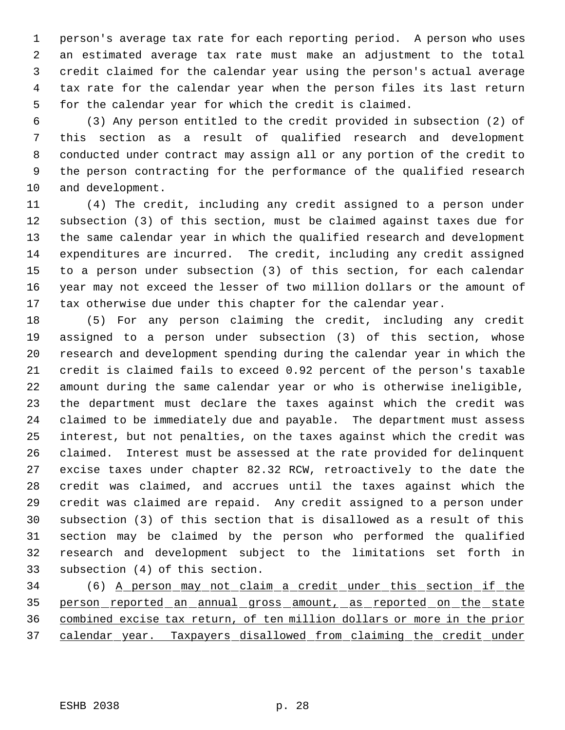person's average tax rate for each reporting period. A person who uses an estimated average tax rate must make an adjustment to the total credit claimed for the calendar year using the person's actual average tax rate for the calendar year when the person files its last return for the calendar year for which the credit is claimed.

(3) Any person entitled to the credit provided in subsection (2) of this section as a result of qualified research and development conducted under contract may assign all or any portion of the credit to the person contracting for the performance of the qualified research and development.

(4) The credit, including any credit assigned to a person under subsection (3) of this section, must be claimed against taxes due for the same calendar year in which the qualified research and development expenditures are incurred. The credit, including any credit assigned to a person under subsection (3) of this section, for each calendar year may not exceed the lesser of two million dollars or the amount of tax otherwise due under this chapter for the calendar year.

(5) For any person claiming the credit, including any credit assigned to a person under subsection (3) of this section, whose research and development spending during the calendar year in which the credit is claimed fails to exceed 0.92 percent of the person's taxable amount during the same calendar year or who is otherwise ineligible, the department must declare the taxes against which the credit was claimed to be immediately due and payable. The department must assess interest, but not penalties, on the taxes against which the credit was claimed. Interest must be assessed at the rate provided for delinquent excise taxes under chapter 82.32 RCW, retroactively to the date the credit was claimed, and accrues until the taxes against which the credit was claimed are repaid. Any credit assigned to a person under subsection (3) of this section that is disallowed as a result of this section may be claimed by the person who performed the qualified research and development subject to the limitations set forth in subsection (4) of this section.

(6) A person may not claim a credit under this section if the person reported an annual gross amount, as reported on the state combined excise tax return, of ten million dollars or more in the prior calendar year. Taxpayers disallowed from claiming the credit under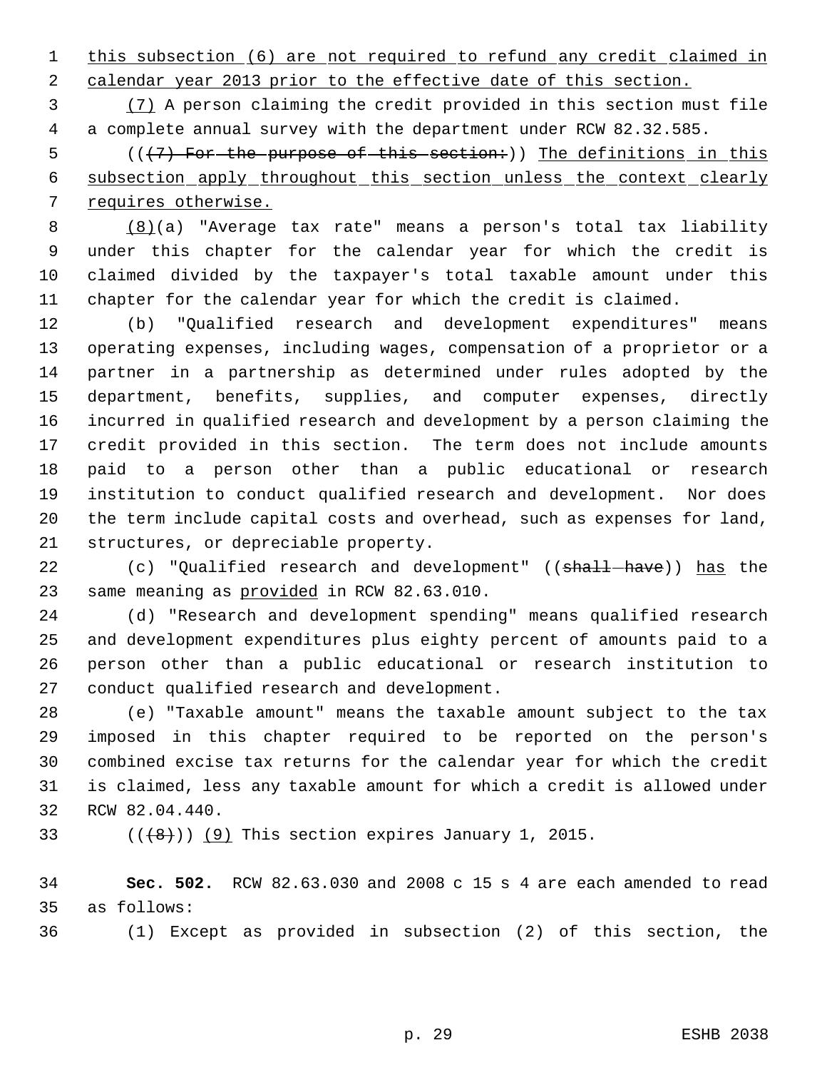this subsection (6) are not required to refund any credit claimed in calendar year 2013 prior to the effective date of this section.

(7) A person claiming the credit provided in this section must file a complete annual survey with the department under RCW 82.32.585.

(((7) For the purpose of this section:)) The definitions in this subsection apply throughout this section unless the context clearly requires otherwise.

(8)(a) "Average tax rate" means a person's total tax liability under this chapter for the calendar year for which the credit is claimed divided by the taxpayer's total taxable amount under this chapter for the calendar year for which the credit is claimed.

(b) "Qualified research and development expenditures" means operating expenses, including wages, compensation of a proprietor or a partner in a partnership as determined under rules adopted by the department, benefits, supplies, and computer expenses, directly incurred in qualified research and development by a person claiming the credit provided in this section. The term does not include amounts paid to a person other than a public educational or research institution to conduct qualified research and development. Nor does the term include capital costs and overhead, such as expenses for land, structures, or depreciable property.

(c) "Qualified research and development" ((shall have)) has the same meaning as provided in RCW 82.63.010.

(d) "Research and development spending" means qualified research and development expenditures plus eighty percent of amounts paid to a person other than a public educational or research institution to conduct qualified research and development.

(e) "Taxable amount" means the taxable amount subject to the tax imposed in this chapter required to be reported on the person's combined excise tax returns for the calendar year for which the credit is claimed, less any taxable amount for which a credit is allowed under RCW 82.04.440.

(((8))) (9) This section expires January 1, 2015.

**Sec. 502.** RCW 82.63.030 and 2008 c 15 s 4 are each amended to read as follows:

(1) Except as provided in subsection (2) of this section, the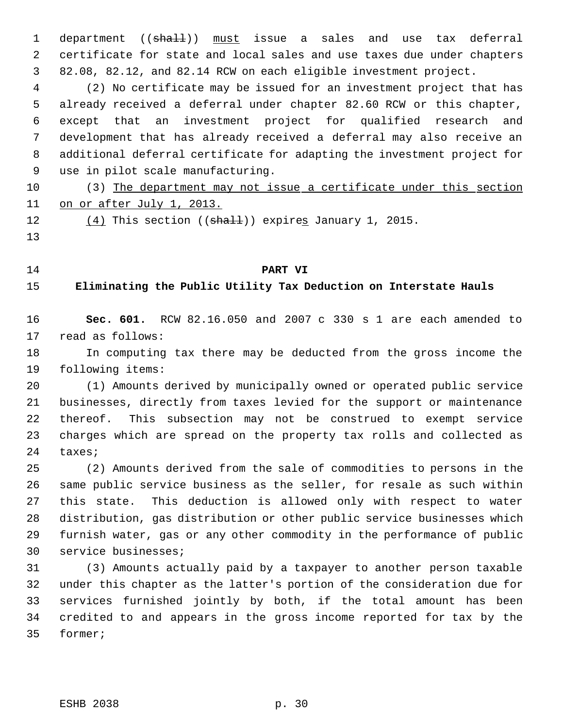department ((~~shall~~)) <u>must</u> issue a sales and use tax deferral certificate for state and local sales and use taxes due under chapters 82.08, 82.12, and 82.14 RCW on each eligible investment project.

(2) No certificate may be issued for an investment project that has already received a deferral under chapter 82.60 RCW or this chapter, except that an investment project for qualified research and development that has already received a deferral may also receive an additional deferral certificate for adapting the investment project for use in pilot scale manufacturing.

(3) <u>The department may not issue a certificate under this section on or after July 1, 2013.</u>

<u>(4)</u> This section ((~~shall~~)) expire<u>s</u> January 1, 2015.

## PART VI
## Eliminating the Public Utility Tax Deduction on Interstate Hauls

**Sec. 601.** RCW 82.16.050 and 2007 c 330 s 1 are each amended to read as follows:

In computing tax there may be deducted from the gross income the following items:

(1) Amounts derived by municipally owned or operated public service businesses, directly from taxes levied for the support or maintenance thereof. This subsection may not be construed to exempt service charges which are spread on the property tax rolls and collected as taxes;

(2) Amounts derived from the sale of commodities to persons in the same public service business as the seller, for resale as such within this state. This deduction is allowed only with respect to water distribution, gas distribution or other public service businesses which furnish water, gas or any other commodity in the performance of public service businesses;

(3) Amounts actually paid by a taxpayer to another person taxable under this chapter as the latter's portion of the consideration due for services furnished jointly by both, if the total amount has been credited to and appears in the gross income reported for tax by the former;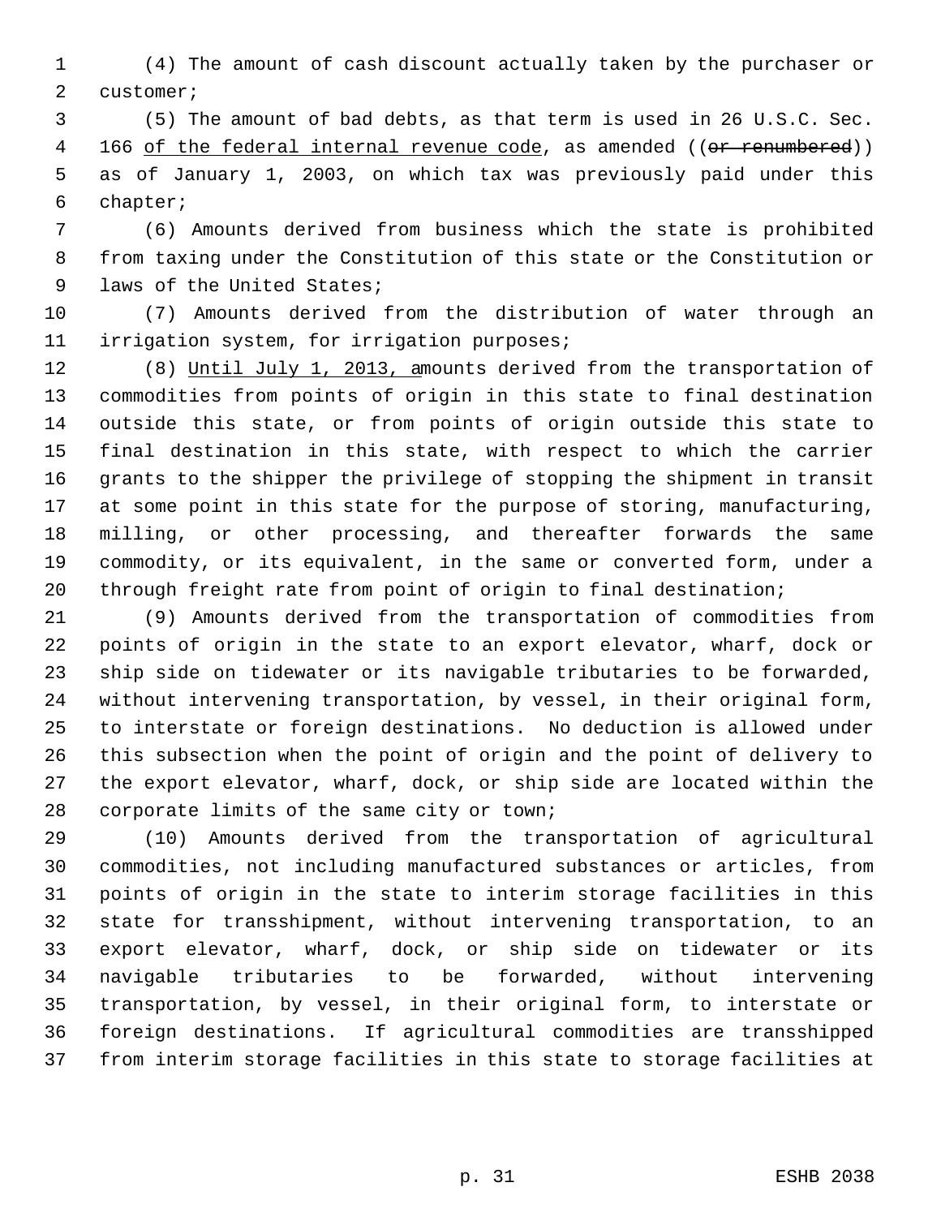(4) The amount of cash discount actually taken by the purchaser or customer;

(5) The amount of bad debts, as that term is used in 26 U.S.C. Sec. 166 of the federal internal revenue code, as amended ((~~or renumbered~~)) as of January 1, 2003, on which tax was previously paid under this chapter;

(6) Amounts derived from business which the state is prohibited from taxing under the Constitution of this state or the Constitution or laws of the United States;

(7) Amounts derived from the distribution of water through an irrigation system, for irrigation purposes;

(8) Until July 1, 2013, amounts derived from the transportation of commodities from points of origin in this state to final destination outside this state, or from points of origin outside this state to final destination in this state, with respect to which the carrier grants to the shipper the privilege of stopping the shipment in transit at some point in this state for the purpose of storing, manufacturing, milling, or other processing, and thereafter forwards the same commodity, or its equivalent, in the same or converted form, under a through freight rate from point of origin to final destination;

(9) Amounts derived from the transportation of commodities from points of origin in the state to an export elevator, wharf, dock or ship side on tidewater or its navigable tributaries to be forwarded, without intervening transportation, by vessel, in their original form, to interstate or foreign destinations. No deduction is allowed under this subsection when the point of origin and the point of delivery to the export elevator, wharf, dock, or ship side are located within the corporate limits of the same city or town;

(10) Amounts derived from the transportation of agricultural commodities, not including manufactured substances or articles, from points of origin in the state to interim storage facilities in this state for transshipment, without intervening transportation, to an export elevator, wharf, dock, or ship side on tidewater or its navigable tributaries to be forwarded, without intervening transportation, by vessel, in their original form, to interstate or foreign destinations. If agricultural commodities are transshipped from interim storage facilities in this state to storage facilities at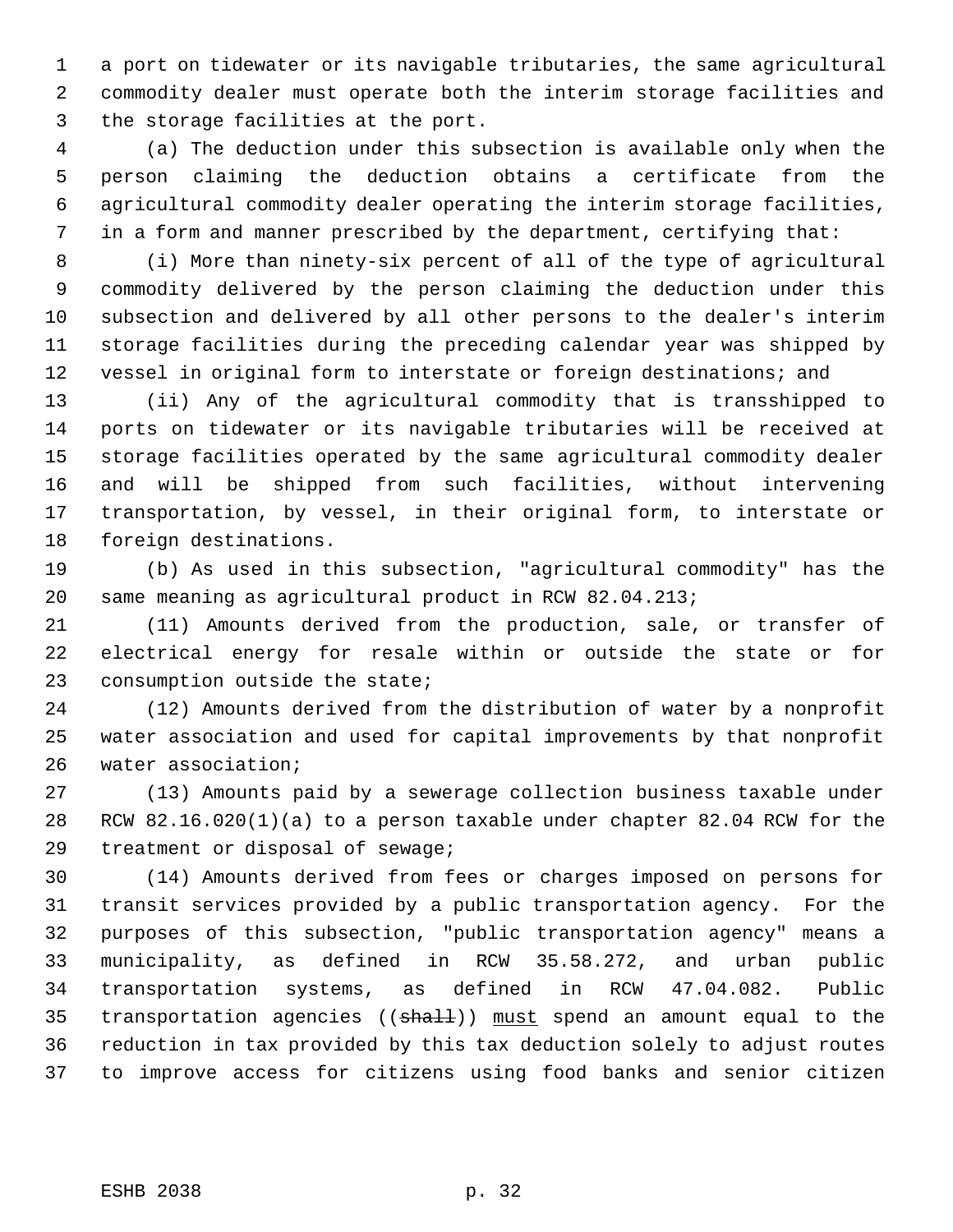a port on tidewater or its navigable tributaries, the same agricultural commodity dealer must operate both the interim storage facilities and the storage facilities at the port.

(a) The deduction under this subsection is available only when the person claiming the deduction obtains a certificate from the agricultural commodity dealer operating the interim storage facilities, in a form and manner prescribed by the department, certifying that:

(i) More than ninety-six percent of all of the type of agricultural commodity delivered by the person claiming the deduction under this subsection and delivered by all other persons to the dealer's interim storage facilities during the preceding calendar year was shipped by vessel in original form to interstate or foreign destinations; and

(ii) Any of the agricultural commodity that is transshipped to ports on tidewater or its navigable tributaries will be received at storage facilities operated by the same agricultural commodity dealer and will be shipped from such facilities, without intervening transportation, by vessel, in their original form, to interstate or foreign destinations.

(b) As used in this subsection, "agricultural commodity" has the same meaning as agricultural product in RCW 82.04.213;

(11) Amounts derived from the production, sale, or transfer of electrical energy for resale within or outside the state or for consumption outside the state;

(12) Amounts derived from the distribution of water by a nonprofit water association and used for capital improvements by that nonprofit water association;

(13) Amounts paid by a sewerage collection business taxable under RCW 82.16.020(1)(a) to a person taxable under chapter 82.04 RCW for the treatment or disposal of sewage;

(14) Amounts derived from fees or charges imposed on persons for transit services provided by a public transportation agency. For the purposes of this subsection, "public transportation agency" means a municipality, as defined in RCW 35.58.272, and urban public transportation systems, as defined in RCW 47.04.082. Public transportation agencies ((~~shall~~)) <u>must</u> spend an amount equal to the reduction in tax provided by this tax deduction solely to adjust routes to improve access for citizens using food banks and senior citizen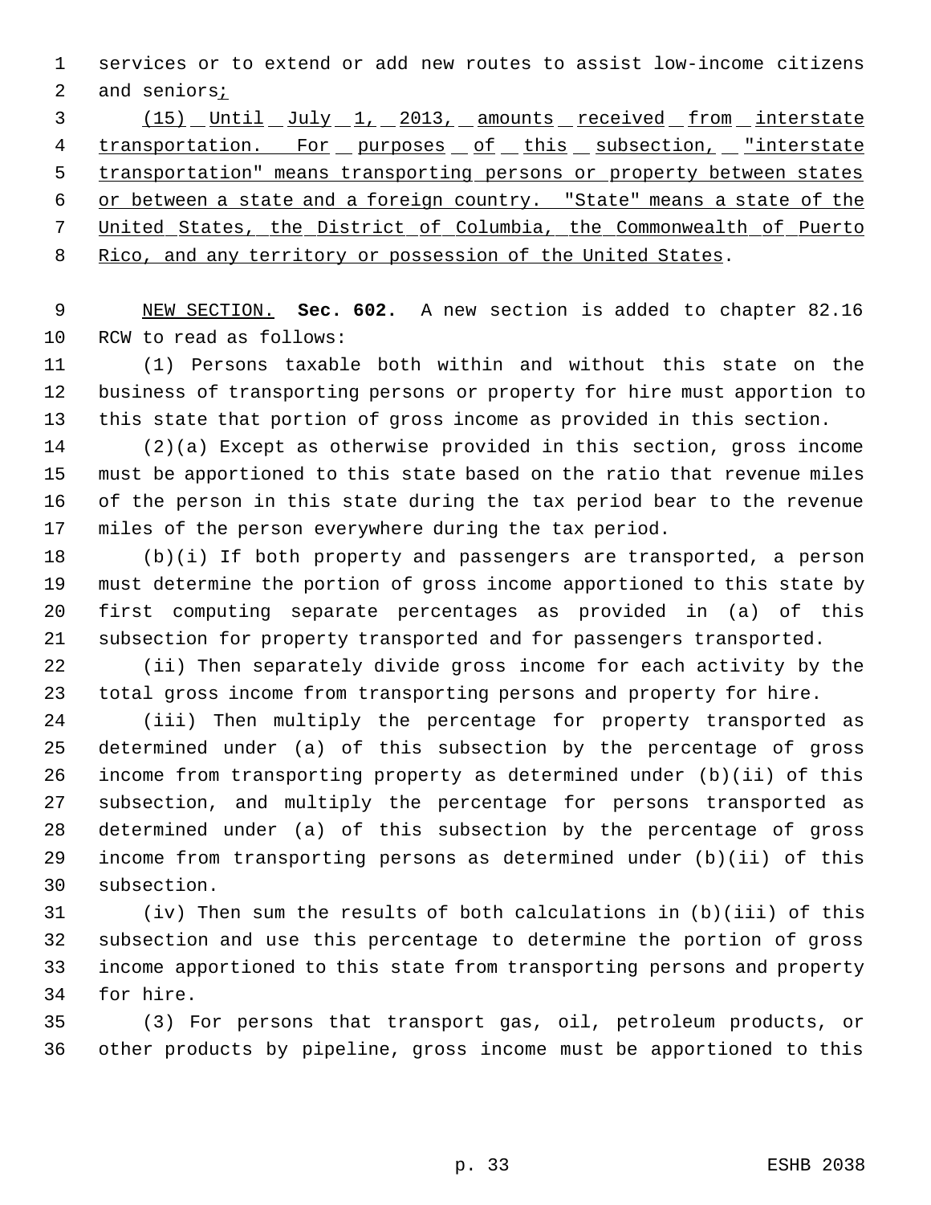services or to extend or add new routes to assist low-income citizens and seniors;

(15) Until July 1, 2013, amounts received from interstate transportation. For purposes of this subsection, "interstate transportation" means transporting persons or property between states or between a state and a foreign country. "State" means a state of the United States, the District of Columbia, the Commonwealth of Puerto Rico, and any territory or possession of the United States.

NEW SECTION. **Sec. 602.** A new section is added to chapter 82.16 RCW to read as follows:

(1) Persons taxable both within and without this state on the business of transporting persons or property for hire must apportion to this state that portion of gross income as provided in this section.

(2)(a) Except as otherwise provided in this section, gross income must be apportioned to this state based on the ratio that revenue miles of the person in this state during the tax period bear to the revenue miles of the person everywhere during the tax period.

(b)(i) If both property and passengers are transported, a person must determine the portion of gross income apportioned to this state by first computing separate percentages as provided in (a) of this subsection for property transported and for passengers transported.

(ii) Then separately divide gross income for each activity by the total gross income from transporting persons and property for hire.

(iii) Then multiply the percentage for property transported as determined under (a) of this subsection by the percentage of gross income from transporting property as determined under (b)(ii) of this subsection, and multiply the percentage for persons transported as determined under (a) of this subsection by the percentage of gross income from transporting persons as determined under (b)(ii) of this subsection.

(iv) Then sum the results of both calculations in (b)(iii) of this subsection and use this percentage to determine the portion of gross income apportioned to this state from transporting persons and property for hire.

(3) For persons that transport gas, oil, petroleum products, or other products by pipeline, gross income must be apportioned to this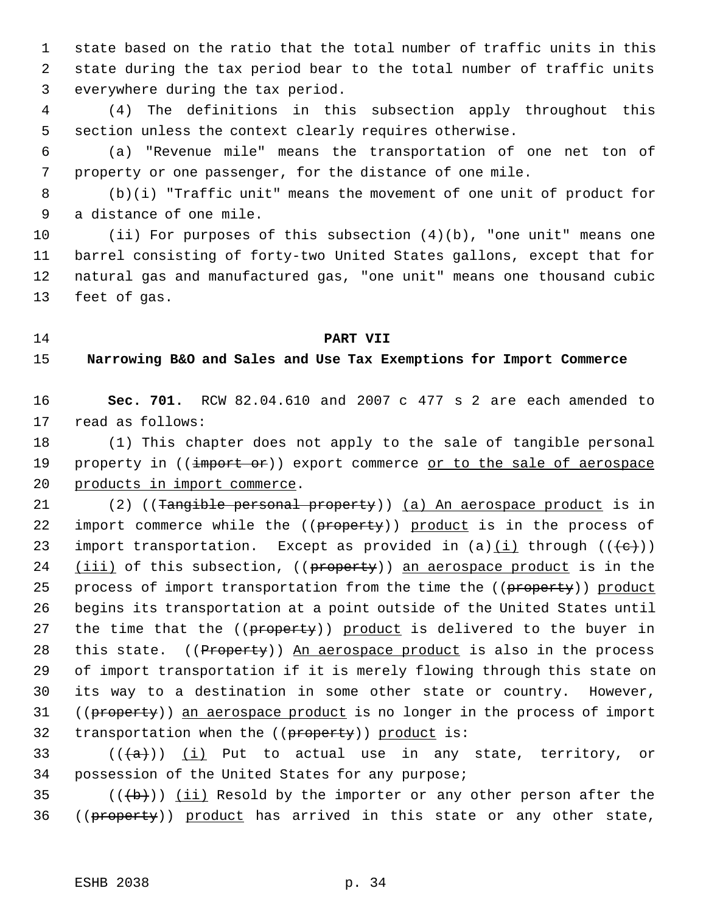state based on the ratio that the total number of traffic units in this state during the tax period bear to the total number of traffic units everywhere during the tax period.

(4) The definitions in this subsection apply throughout this section unless the context clearly requires otherwise.

(a) "Revenue mile" means the transportation of one net ton of property or one passenger, for the distance of one mile.

(b)(i) "Traffic unit" means the movement of one unit of product for a distance of one mile.

(ii) For purposes of this subsection (4)(b), "one unit" means one barrel consisting of forty-two United States gallons, except that for natural gas and manufactured gas, "one unit" means one thousand cubic feet of gas.

## PART VII
## Narrowing B&O and Sales and Use Tax Exemptions for Import Commerce

**Sec. 701.** RCW 82.04.610 and 2007 c 477 s 2 are each amended to read as follows:

(1) This chapter does not apply to the sale of tangible personal property in ((~~import or~~)) export commerce <u>or to the sale of aerospace products in import commerce</u>.

(2) ((~~Tangible personal property~~)) <u>(a) An aerospace product</u> is in import commerce while the ((~~property~~)) <u>product</u> is in the process of import transportation. Except as provided in (a)<u>(i)</u> through ((~~(c)~~)) <u>(iii)</u> of this subsection, ((~~property~~)) <u>an aerospace product</u> is in the process of import transportation from the time the ((~~property~~)) <u>product</u> begins its transportation at a point outside of the United States until the time that the ((~~property~~)) <u>product</u> is delivered to the buyer in this state. ((~~Property~~)) <u>An aerospace product</u> is also in the process of import transportation if it is merely flowing through this state on its way to a destination in some other state or country. However, ((~~property~~)) <u>an aerospace product</u> is no longer in the process of import transportation when the ((~~property~~)) <u>product</u> is:

((~~(a)~~)) <u>(i)</u> Put to actual use in any state, territory, or possession of the United States for any purpose;

((~~(b)~~)) <u>(ii)</u> Resold by the importer or any other person after the ((~~property~~)) <u>product</u> has arrived in this state or any other state,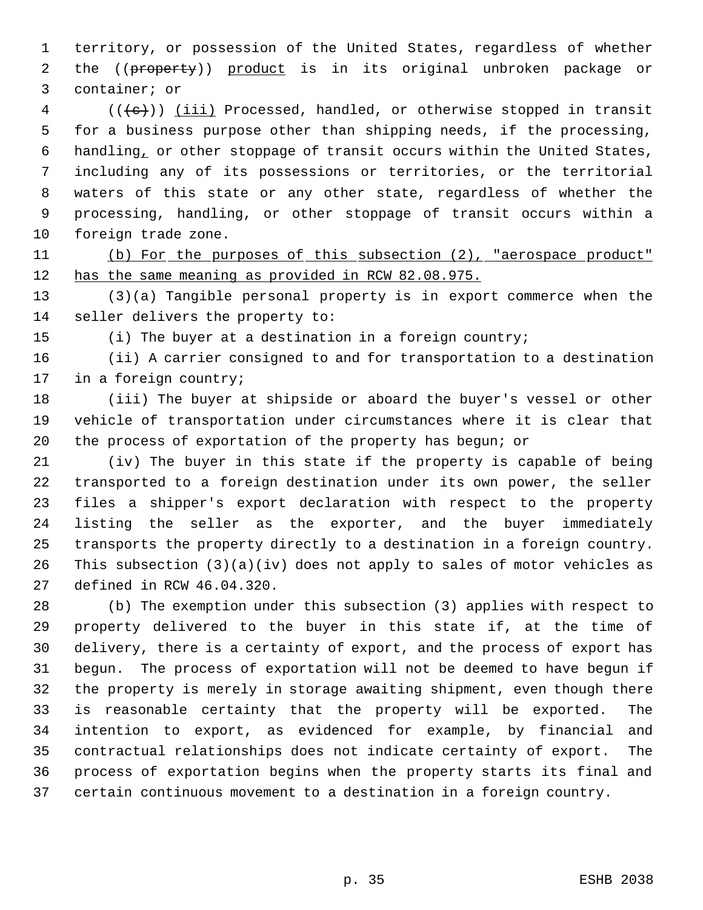territory, or possession of the United States, regardless of whether the ((~~property~~)) <u>product</u> is in its original unbroken package or container; or

((~~(c)~~)) <u>(iii)</u> Processed, handled, or otherwise stopped in transit for a business purpose other than shipping needs, if the processing, handling<u>,</u> or other stoppage of transit occurs within the United States, including any of its possessions or territories, or the territorial waters of this state or any other state, regardless of whether the processing, handling, or other stoppage of transit occurs within a foreign trade zone.

<u>(b) For the purposes of this subsection (2), "aerospace product" has the same meaning as provided in RCW 82.08.975.</u>

(3)(a) Tangible personal property is in export commerce when the seller delivers the property to:

(i) The buyer at a destination in a foreign country;

(ii) A carrier consigned to and for transportation to a destination in a foreign country;

(iii) The buyer at shipside or aboard the buyer's vessel or other vehicle of transportation under circumstances where it is clear that the process of exportation of the property has begun; or

(iv) The buyer in this state if the property is capable of being transported to a foreign destination under its own power, the seller files a shipper's export declaration with respect to the property listing the seller as the exporter, and the buyer immediately transports the property directly to a destination in a foreign country. This subsection (3)(a)(iv) does not apply to sales of motor vehicles as defined in RCW 46.04.320.

(b) The exemption under this subsection (3) applies with respect to property delivered to the buyer in this state if, at the time of delivery, there is a certainty of export, and the process of export has begun. The process of exportation will not be deemed to have begun if the property is merely in storage awaiting shipment, even though there is reasonable certainty that the property will be exported. The intention to export, as evidenced for example, by financial and contractual relationships does not indicate certainty of export. The process of exportation begins when the property starts its final and certain continuous movement to a destination in a foreign country.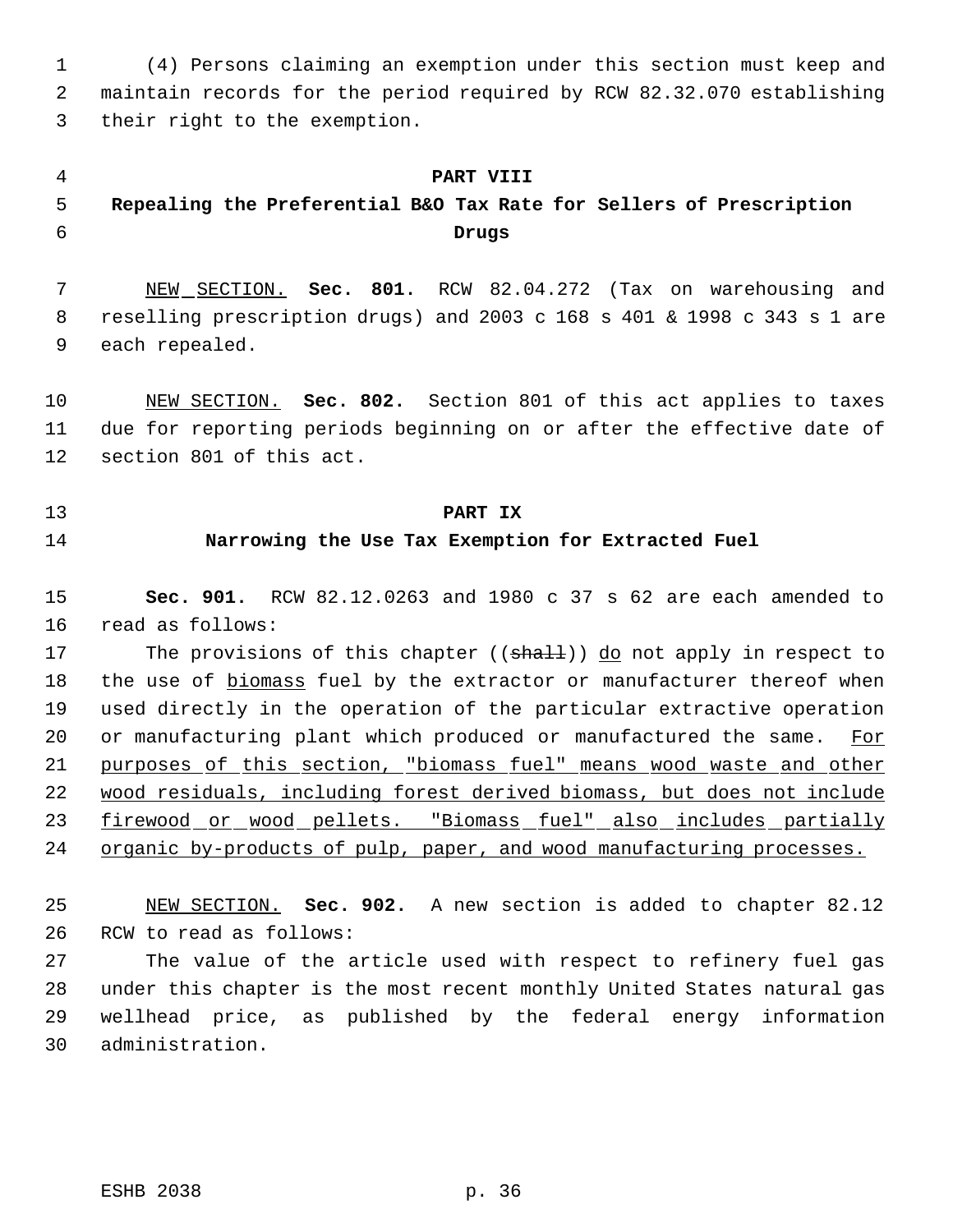(4) Persons claiming an exemption under this section must keep and maintain records for the period required by RCW 82.32.070 establishing their right to the exemption.

## PART VIII
## Repealing the Preferential B&O Tax Rate for Sellers of Prescription Drugs

NEW SECTION. **Sec. 801.** RCW 82.04.272 (Tax on warehousing and reselling prescription drugs) and 2003 c 168 s 401 & 1998 c 343 s 1 are each repealed.

NEW SECTION. **Sec. 802.** Section 801 of this act applies to taxes due for reporting periods beginning on or after the effective date of section 801 of this act.

## PART IX
## Narrowing the Use Tax Exemption for Extracted Fuel

**Sec. 901.** RCW 82.12.0263 and 1980 c 37 s 62 are each amended to read as follows:

The provisions of this chapter ((~~shall~~)) do not apply in respect to the use of biomass fuel by the extractor or manufacturer thereof when used directly in the operation of the particular extractive operation or manufacturing plant which produced or manufactured the same. For purposes of this section, "biomass fuel" means wood waste and other wood residuals, including forest derived biomass, but does not include firewood or wood pellets. "Biomass fuel" also includes partially organic by-products of pulp, paper, and wood manufacturing processes.

NEW SECTION. **Sec. 902.** A new section is added to chapter 82.12 RCW to read as follows:

The value of the article used with respect to refinery fuel gas under this chapter is the most recent monthly United States natural gas wellhead price, as published by the federal energy information administration.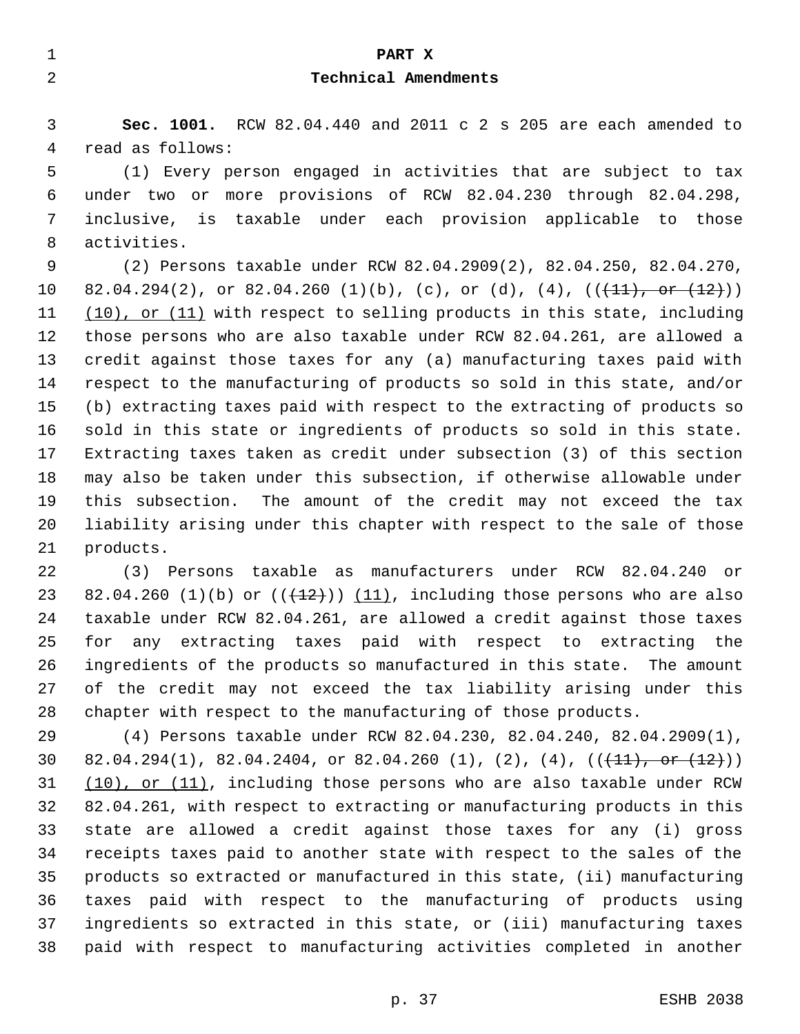# PART X

## Technical Amendments

**Sec. 1001.** RCW 82.04.440 and 2011 c 2 s 205 are each amended to read as follows:

(1) Every person engaged in activities that are subject to tax under two or more provisions of RCW 82.04.230 through 82.04.298, inclusive, is taxable under each provision applicable to those activities.

(2) Persons taxable under RCW 82.04.2909(2), 82.04.250, 82.04.270, 82.04.294(2), or 82.04.260 (1)(b), (c), or (d), (4), ((~~(11), or (12)~~)) (10), or (11) with respect to selling products in this state, including those persons who are also taxable under RCW 82.04.261, are allowed a credit against those taxes for any (a) manufacturing taxes paid with respect to the manufacturing of products so sold in this state, and/or (b) extracting taxes paid with respect to the extracting of products so sold in this state or ingredients of products so sold in this state. Extracting taxes taken as credit under subsection (3) of this section may also be taken under this subsection, if otherwise allowable under this subsection. The amount of the credit may not exceed the tax liability arising under this chapter with respect to the sale of those products.

(3) Persons taxable as manufacturers under RCW 82.04.240 or 82.04.260 (1)(b) or ((~~(12)~~)) (11), including those persons who are also taxable under RCW 82.04.261, are allowed a credit against those taxes for any extracting taxes paid with respect to extracting the ingredients of the products so manufactured in this state. The amount of the credit may not exceed the tax liability arising under this chapter with respect to the manufacturing of those products.

(4) Persons taxable under RCW 82.04.230, 82.04.240, 82.04.2909(1), 82.04.294(1), 82.04.2404, or 82.04.260 (1), (2), (4), ((~~(11), or (12)~~)) (10), or (11), including those persons who are also taxable under RCW 82.04.261, with respect to extracting or manufacturing products in this state are allowed a credit against those taxes for any (i) gross receipts taxes paid to another state with respect to the sales of the products so extracted or manufactured in this state, (ii) manufacturing taxes paid with respect to the manufacturing of products using ingredients so extracted in this state, or (iii) manufacturing taxes paid with respect to manufacturing activities completed in another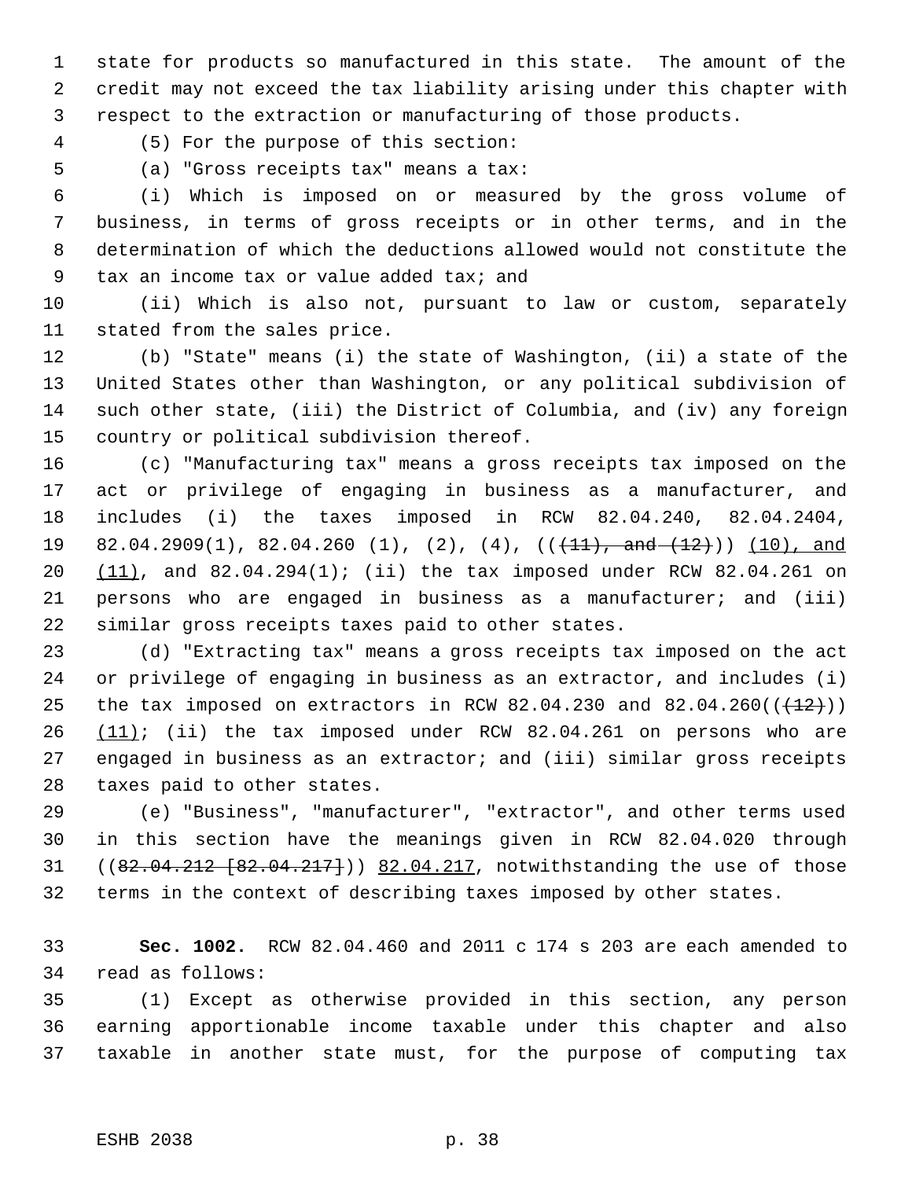state for products so manufactured in this state. The amount of the credit may not exceed the tax liability arising under this chapter with respect to the extraction or manufacturing of those products.

(5) For the purpose of this section:

(a) "Gross receipts tax" means a tax:

(i) Which is imposed on or measured by the gross volume of business, in terms of gross receipts or in other terms, and in the determination of which the deductions allowed would not constitute the tax an income tax or value added tax; and

(ii) Which is also not, pursuant to law or custom, separately stated from the sales price.

(b) "State" means (i) the state of Washington, (ii) a state of the United States other than Washington, or any political subdivision of such other state, (iii) the District of Columbia, and (iv) any foreign country or political subdivision thereof.

(c) "Manufacturing tax" means a gross receipts tax imposed on the act or privilege of engaging in business as a manufacturer, and includes (i) the taxes imposed in RCW 82.04.240, 82.04.2404, 82.04.2909(1), 82.04.260 (1), (2), (4), ((~~(11), and (12)~~)) <u>(10), and (11)</u>, and 82.04.294(1); (ii) the tax imposed under RCW 82.04.261 on persons who are engaged in business as a manufacturer; and (iii) similar gross receipts taxes paid to other states.

(d) "Extracting tax" means a gross receipts tax imposed on the act or privilege of engaging in business as an extractor, and includes (i) the tax imposed on extractors in RCW 82.04.230 and 82.04.260((~~(12)~~)) <u>(11)</u>; (ii) the tax imposed under RCW 82.04.261 on persons who are engaged in business as an extractor; and (iii) similar gross receipts taxes paid to other states.

(e) "Business", "manufacturer", "extractor", and other terms used in this section have the meanings given in RCW 82.04.020 through ((~~82.04.212 [82.04.217]~~)) <u>82.04.217</u>, notwithstanding the use of those terms in the context of describing taxes imposed by other states.

**Sec. 1002.** RCW 82.04.460 and 2011 c 174 s 203 are each amended to read as follows:

(1) Except as otherwise provided in this section, any person earning apportionable income taxable under this chapter and also taxable in another state must, for the purpose of computing tax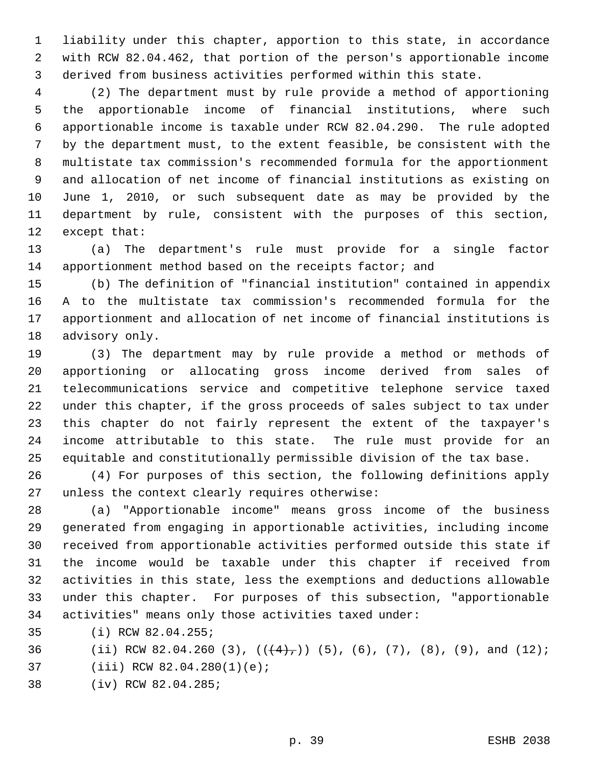liability under this chapter, apportion to this state, in accordance with RCW 82.04.462, that portion of the person's apportionable income derived from business activities performed within this state.

(2) The department must by rule provide a method of apportioning the apportionable income of financial institutions, where such apportionable income is taxable under RCW 82.04.290. The rule adopted by the department must, to the extent feasible, be consistent with the multistate tax commission's recommended formula for the apportionment and allocation of net income of financial institutions as existing on June 1, 2010, or such subsequent date as may be provided by the department by rule, consistent with the purposes of this section, except that:

(a) The department's rule must provide for a single factor apportionment method based on the receipts factor; and

(b) The definition of "financial institution" contained in appendix A to the multistate tax commission's recommended formula for the apportionment and allocation of net income of financial institutions is advisory only.

(3) The department may by rule provide a method or methods of apportioning or allocating gross income derived from sales of telecommunications service and competitive telephone service taxed under this chapter, if the gross proceeds of sales subject to tax under this chapter do not fairly represent the extent of the taxpayer's income attributable to this state. The rule must provide for an equitable and constitutionally permissible division of the tax base.

(4) For purposes of this section, the following definitions apply unless the context clearly requires otherwise:

(a) "Apportionable income" means gross income of the business generated from engaging in apportionable activities, including income received from apportionable activities performed outside this state if the income would be taxable under this chapter if received from activities in this state, less the exemptions and deductions allowable under this chapter. For purposes of this subsection, "apportionable activities" means only those activities taxed under:

(i) RCW 82.04.255;

(ii) RCW 82.04.260 (3), ((~~(4),~~)) (5), (6), (7), (8), (9), and (12);

(iii) RCW 82.04.280(1)(e);

(iv) RCW 82.04.285;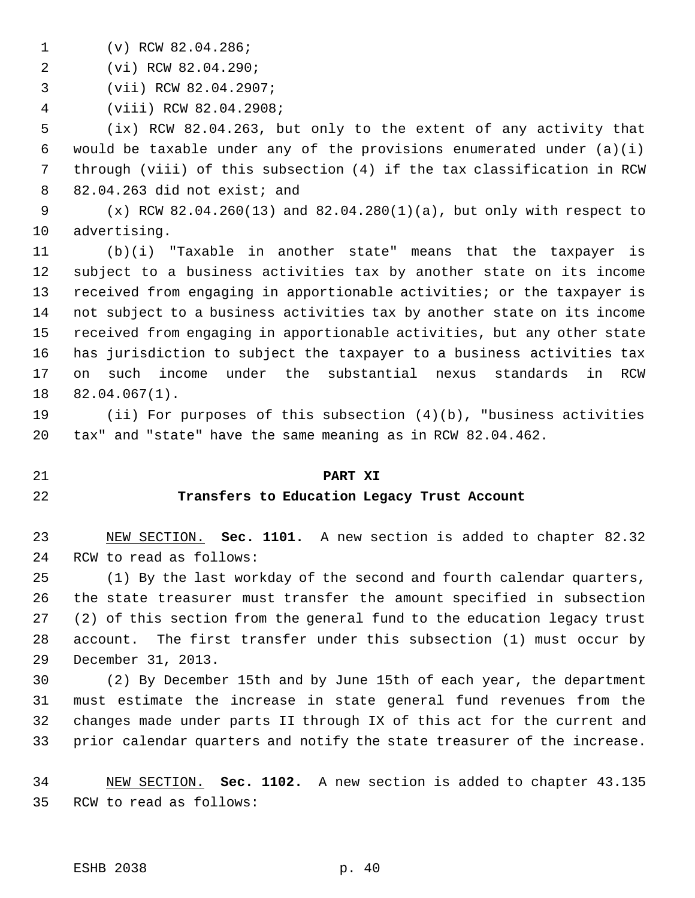(v) RCW 82.04.286;

(vi) RCW 82.04.290;

(vii) RCW 82.04.2907;

(viii) RCW 82.04.2908;

(ix) RCW 82.04.263, but only to the extent of any activity that would be taxable under any of the provisions enumerated under (a)(i) through (viii) of this subsection (4) if the tax classification in RCW 82.04.263 did not exist; and

(x) RCW 82.04.260(13) and 82.04.280(1)(a), but only with respect to advertising.

(b)(i) "Taxable in another state" means that the taxpayer is subject to a business activities tax by another state on its income received from engaging in apportionable activities; or the taxpayer is not subject to a business activities tax by another state on its income received from engaging in apportionable activities, but any other state has jurisdiction to subject the taxpayer to a business activities tax on such income under the substantial nexus standards in RCW 82.04.067(1).

(ii) For purposes of this subsection (4)(b), "business activities tax" and "state" have the same meaning as in RCW 82.04.462.

## PART XI

## Transfers to Education Legacy Trust Account

NEW SECTION. **Sec. 1101.** A new section is added to chapter 82.32 RCW to read as follows:

(1) By the last workday of the second and fourth calendar quarters, the state treasurer must transfer the amount specified in subsection (2) of this section from the general fund to the education legacy trust account. The first transfer under this subsection (1) must occur by December 31, 2013.

(2) By December 15th and by June 15th of each year, the department must estimate the increase in state general fund revenues from the changes made under parts II through IX of this act for the current and prior calendar quarters and notify the state treasurer of the increase.

NEW SECTION. **Sec. 1102.** A new section is added to chapter 43.135 RCW to read as follows: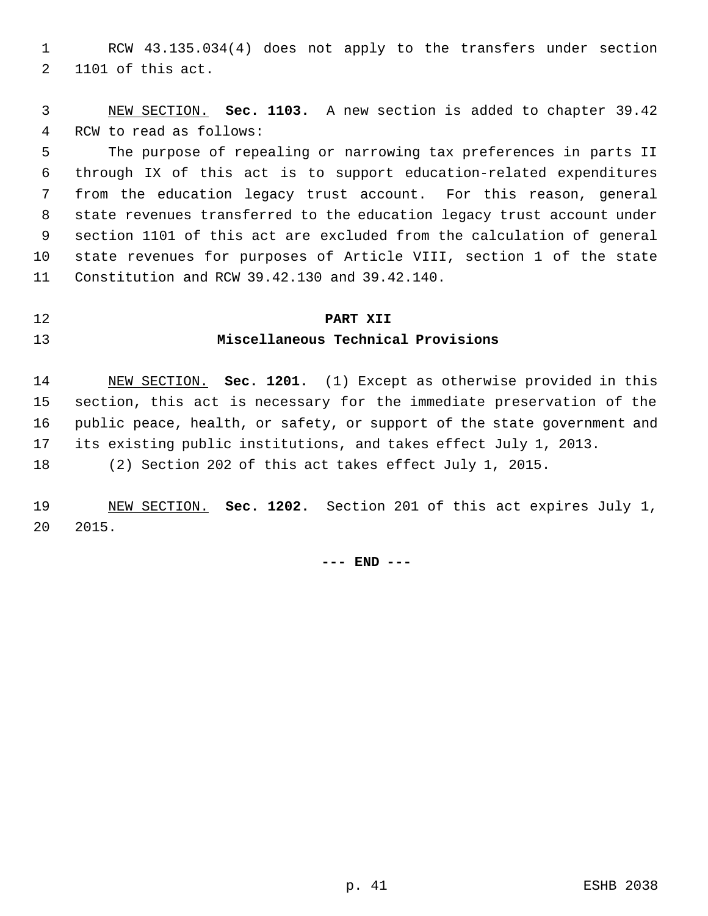RCW 43.135.034(4) does not apply to the transfers under section 1101 of this act.

NEW SECTION. **Sec. 1103.** A new section is added to chapter 39.42 RCW to read as follows:

The purpose of repealing or narrowing tax preferences in parts II through IX of this act is to support education-related expenditures from the education legacy trust account. For this reason, general state revenues transferred to the education legacy trust account under section 1101 of this act are excluded from the calculation of general state revenues for purposes of Article VIII, section 1 of the state Constitution and RCW 39.42.130 and 39.42.140.

## PART XII
## Miscellaneous Technical Provisions

NEW SECTION. **Sec. 1201.** (1) Except as otherwise provided in this section, this act is necessary for the immediate preservation of the public peace, health, or safety, or support of the state government and its existing public institutions, and takes effect July 1, 2013.

(2) Section 202 of this act takes effect July 1, 2015.

NEW SECTION. **Sec. 1202.** Section 201 of this act expires July 1, 2015.

**--- END ---**